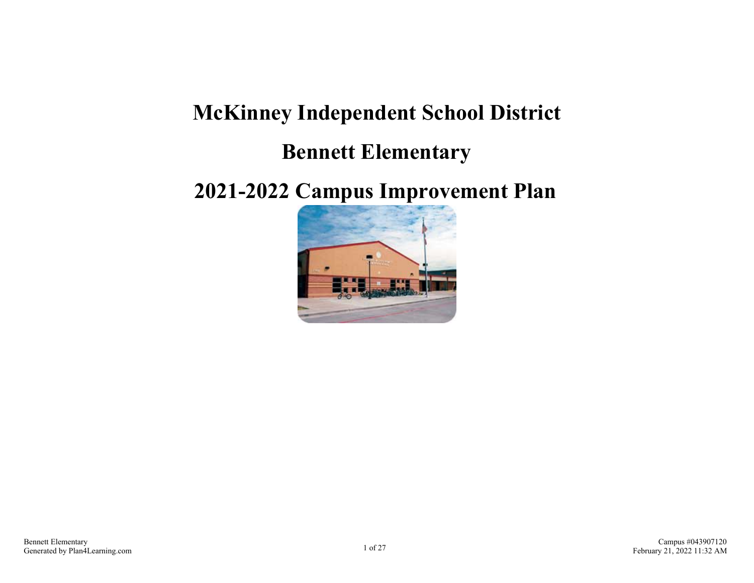# McKinney Independent School District

# Bennett Elementary

# 2021-2022 Campus Improvement Plan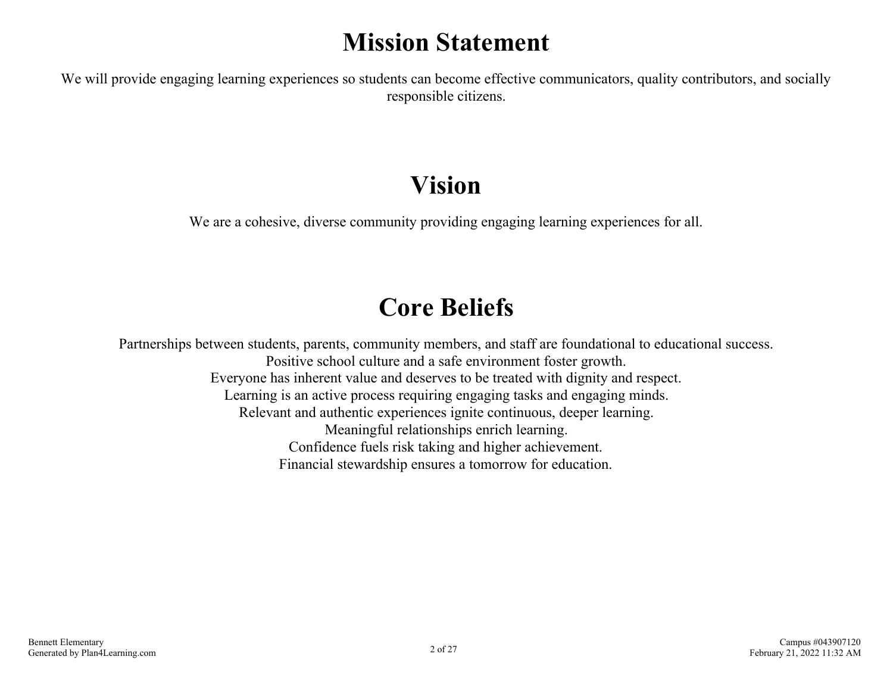# Mission Statement

We will provide engaging learning experiences so students can become effective communicators, quality contributors, and socially responsible citizens.

# Vision

We are a cohesive, diverse community providing engaging learning experiences for all.

# Core Beliefs

Partnerships between students, parents, community members, and staff are foundational to educational success.
Positive school culture and a safe environment foster growth.
Everyone has inherent value and deserves to be treated with dignity and respect.
Learning is an active process requiring engaging tasks and engaging minds.
Relevant and authentic experiences ignite continuous, deeper learning.
Meaningful relationships enrich learning.
Confidence fuels risk taking and higher achievement.
Financial stewardship ensures a tomorrow for education.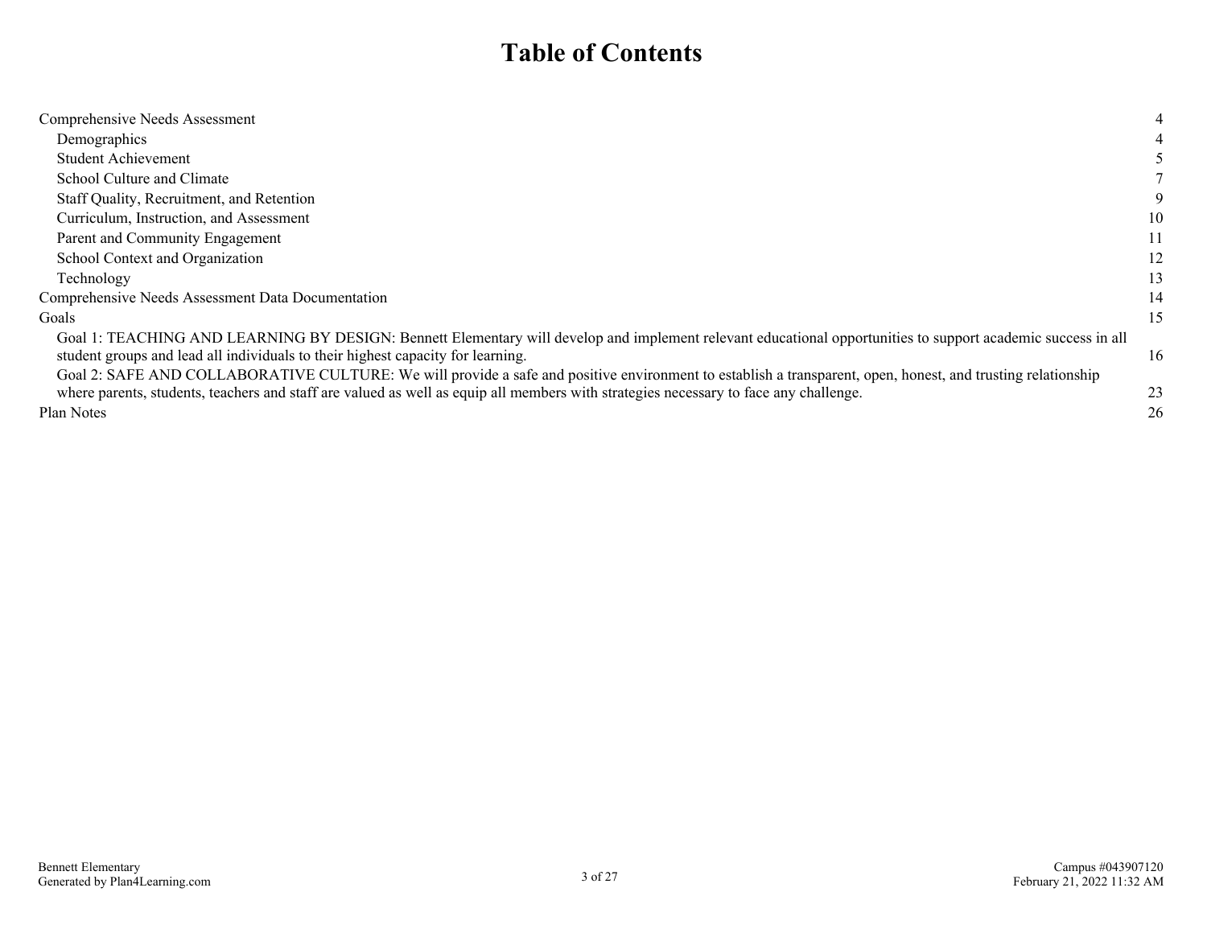# Table of Contents

| | |
|---|---|
| Comprehensive Needs Assessment | 4 |
| Demographics | 4 |
| Student Achievement | 5 |
| School Culture and Climate | 7 |
| Staff Quality, Recruitment, and Retention | 9 |
| Curriculum, Instruction, and Assessment | 10 |
| Parent and Community Engagement | 11 |
| School Context and Organization | 12 |
| Technology | 13 |
| Comprehensive Needs Assessment Data Documentation | 14 |
| Goals | 15 |
| Goal 1: TEACHING AND LEARNING BY DESIGN: Bennett Elementary will develop and implement relevant educational opportunities to support academic success in all student groups and lead all individuals to their highest capacity for learning. | 16 |
| Goal 2: SAFE AND COLLABORATIVE CULTURE: We will provide a safe and positive environment to establish a transparent, open, honest, and trusting relationship where parents, students, teachers and staff are valued as well as equip all members with strategies necessary to face any challenge. | 23 |
| Plan Notes | 26 |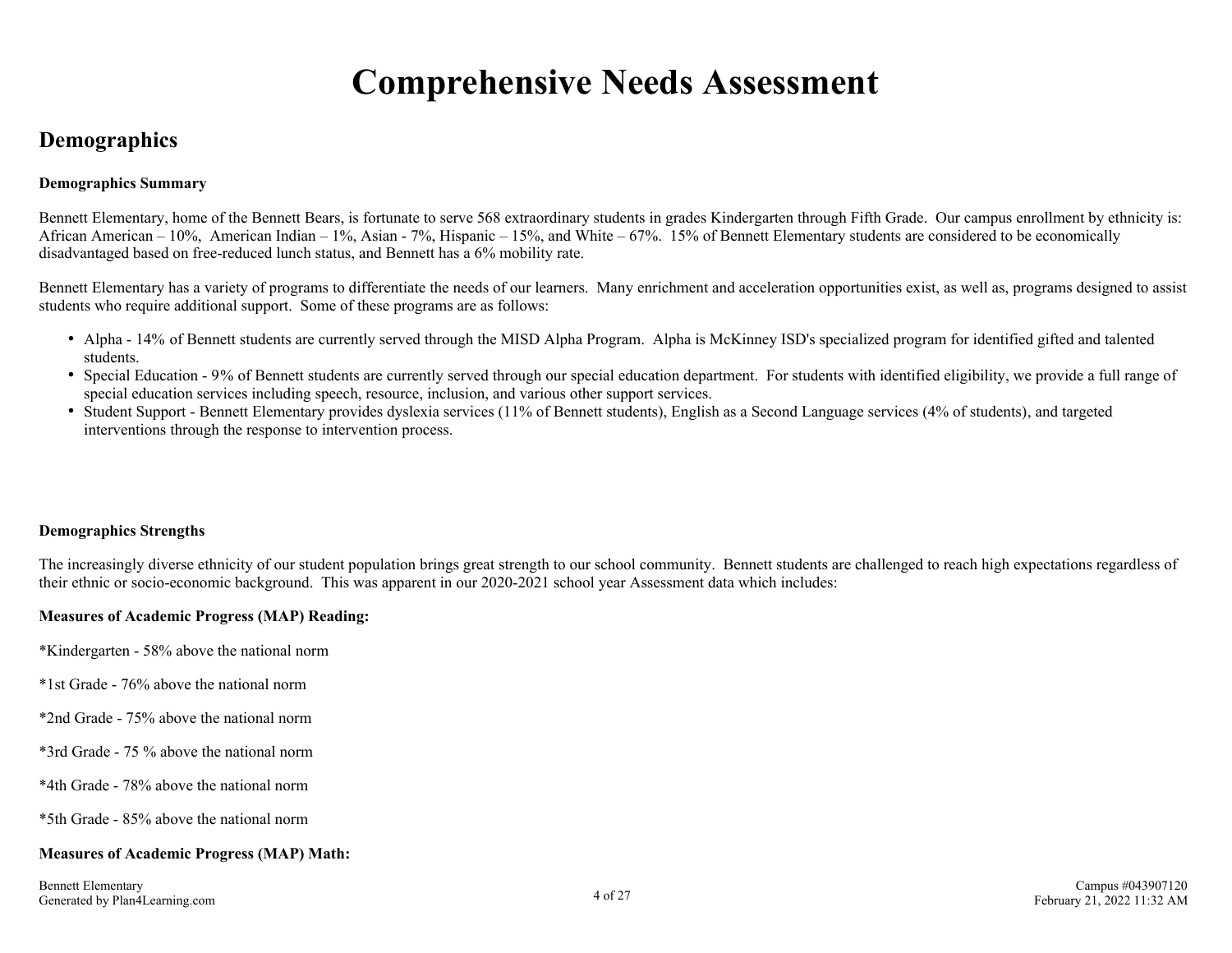# Comprehensive Needs Assessment

## Demographics

**Demographics Summary**

Bennett Elementary, home of the Bennett Bears, is fortunate to serve 568 extraordinary students in grades Kindergarten through Fifth Grade. Our campus enrollment by ethnicity is: African American – 10%, American Indian – 1%, Asian - 7%, Hispanic – 15%, and White – 67%. 15% of Bennett Elementary students are considered to be economically disadvantaged based on free-reduced lunch status, and Bennett has a 6% mobility rate.

Bennett Elementary has a variety of programs to differentiate the needs of our learners. Many enrichment and acceleration opportunities exist, as well as, programs designed to assist students who require additional support. Some of these programs are as follows:

- Alpha - 14% of Bennett students are currently served through the MISD Alpha Program. Alpha is McKinney ISD's specialized program for identified gifted and talented students.
- Special Education - 9% of Bennett students are currently served through our special education department. For students with identified eligibility, we provide a full range of special education services including speech, resource, inclusion, and various other support services.
- Student Support - Bennett Elementary provides dyslexia services (11% of Bennett students), English as a Second Language services (4% of students), and targeted interventions through the response to intervention process.

**Demographics Strengths**

The increasingly diverse ethnicity of our student population brings great strength to our school community. Bennett students are challenged to reach high expectations regardless of their ethnic or socio-economic background. This was apparent in our 2020-2021 school year Assessment data which includes:

**Measures of Academic Progress (MAP) Reading:**

*Kindergarten - 58% above the national norm

*1st Grade - 76% above the national norm

*2nd Grade - 75% above the national norm

*3rd Grade - 75 % above the national norm

*4th Grade - 78% above the national norm

*5th Grade - 85% above the national norm

**Measures of Academic Progress (MAP) Math:**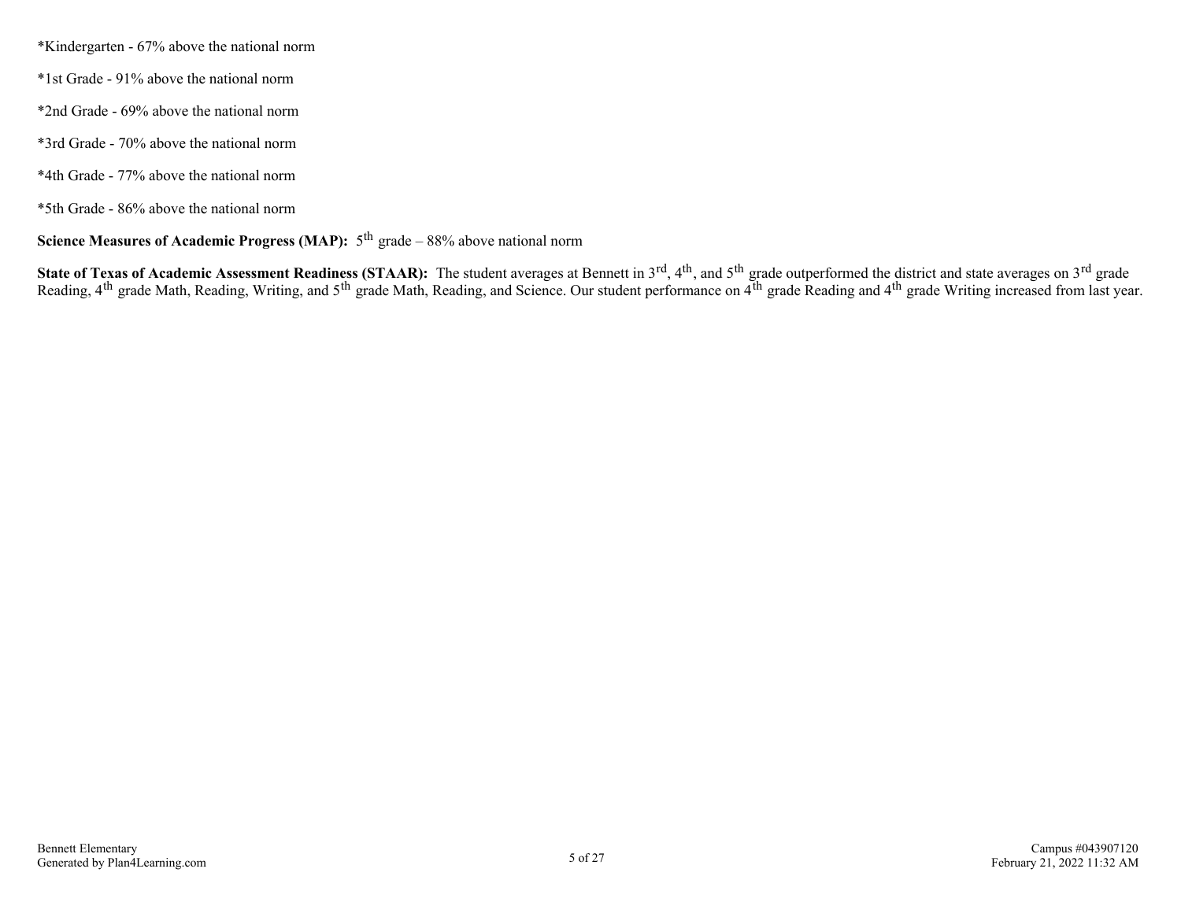*Kindergarten - 67% above the national norm

*1st Grade - 91% above the national norm

*2nd Grade - 69% above the national norm

*3rd Grade - 70% above the national norm

*4th Grade - 77% above the national norm

*5th Grade - 86% above the national norm

**Science Measures of Academic Progress (MAP):** 5$^{th}$ grade – 88% above national norm

**State of Texas of Academic Assessment Readiness (STAAR):** The student averages at Bennett in 3$^{rd}$, 4$^{th}$, and 5$^{th}$ grade outperformed the district and state averages on 3$^{rd}$ grade Reading, 4$^{th}$ grade Math, Reading, Writing, and 5$^{th}$ grade Math, Reading, and Science. Our student performance on 4$^{th}$ grade Reading and 4$^{th}$ grade Writing increased from last year.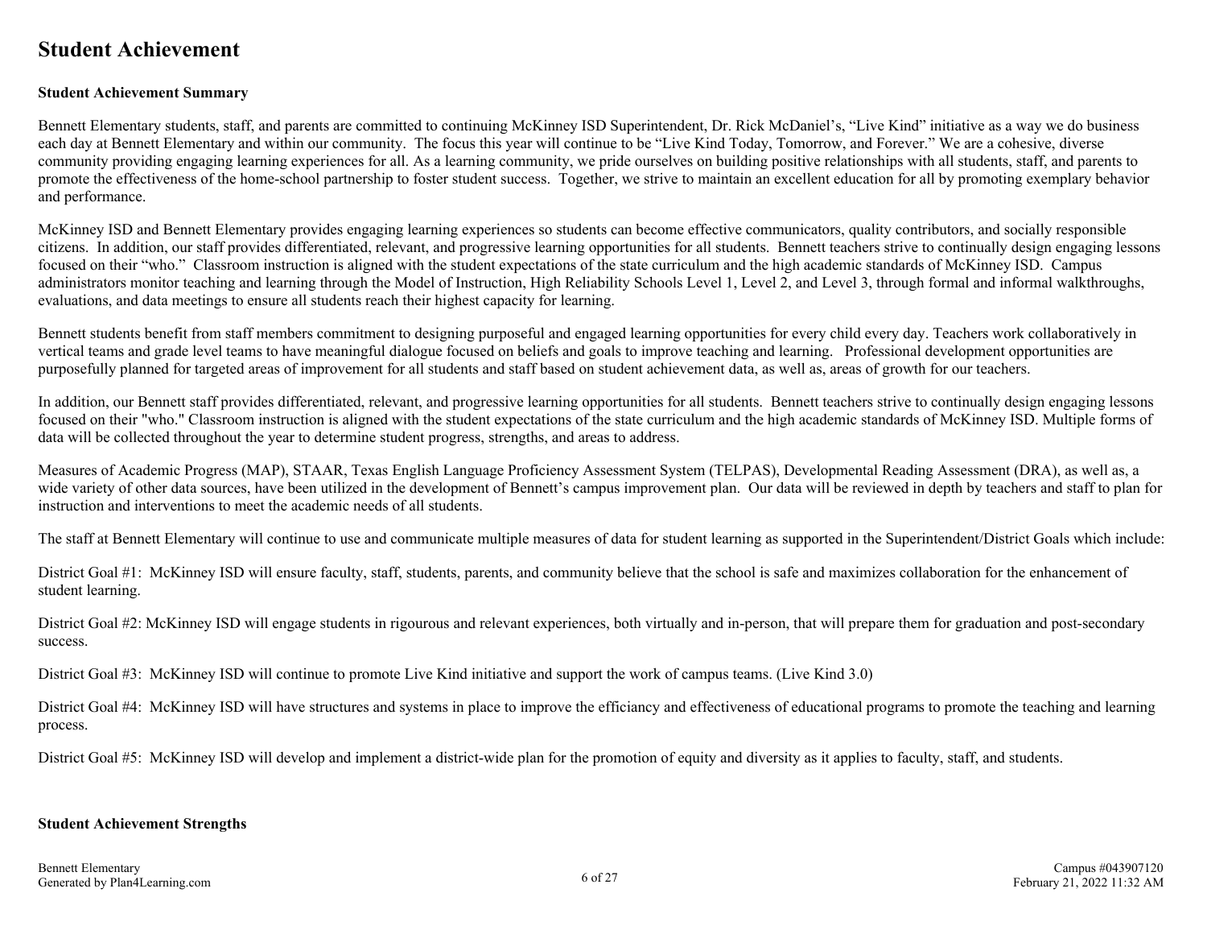# Student Achievement

**Student Achievement Summary**

Bennett Elementary students, staff, and parents are committed to continuing McKinney ISD Superintendent, Dr. Rick McDaniel's, "Live Kind" initiative as a way we do business each day at Bennett Elementary and within our community. The focus this year will continue to be "Live Kind Today, Tomorrow, and Forever." We are a cohesive, diverse community providing engaging learning experiences for all. As a learning community, we pride ourselves on building positive relationships with all students, staff, and parents to promote the effectiveness of the home-school partnership to foster student success. Together, we strive to maintain an excellent education for all by promoting exemplary behavior and performance.

McKinney ISD and Bennett Elementary provides engaging learning experiences so students can become effective communicators, quality contributors, and socially responsible citizens. In addition, our staff provides differentiated, relevant, and progressive learning opportunities for all students. Bennett teachers strive to continually design engaging lessons focused on their "who." Classroom instruction is aligned with the student expectations of the state curriculum and the high academic standards of McKinney ISD. Campus administrators monitor teaching and learning through the Model of Instruction, High Reliability Schools Level 1, Level 2, and Level 3, through formal and informal walkthroughs, evaluations, and data meetings to ensure all students reach their highest capacity for learning.

Bennett students benefit from staff members commitment to designing purposeful and engaged learning opportunities for every child every day. Teachers work collaboratively in vertical teams and grade level teams to have meaningful dialogue focused on beliefs and goals to improve teaching and learning. Professional development opportunities are purposefully planned for targeted areas of improvement for all students and staff based on student achievement data, as well as, areas of growth for our teachers.

In addition, our Bennett staff provides differentiated, relevant, and progressive learning opportunities for all students. Bennett teachers strive to continually design engaging lessons focused on their "who." Classroom instruction is aligned with the student expectations of the state curriculum and the high academic standards of McKinney ISD. Multiple forms of data will be collected throughout the year to determine student progress, strengths, and areas to address.

Measures of Academic Progress (MAP), STAAR, Texas English Language Proficiency Assessment System (TELPAS), Developmental Reading Assessment (DRA), as well as, a wide variety of other data sources, have been utilized in the development of Bennett's campus improvement plan. Our data will be reviewed in depth by teachers and staff to plan for instruction and interventions to meet the academic needs of all students.

The staff at Bennett Elementary will continue to use and communicate multiple measures of data for student learning as supported in the Superintendent/District Goals which include:

District Goal #1: McKinney ISD will ensure faculty, staff, students, parents, and community believe that the school is safe and maximizes collaboration for the enhancement of student learning.

District Goal #2: McKinney ISD will engage students in rigourous and relevant experiences, both virtually and in-person, that will prepare them for graduation and post-secondary success.

District Goal #3: McKinney ISD will continue to promote Live Kind initiative and support the work of campus teams. (Live Kind 3.0)

District Goal #4: McKinney ISD will have structures and systems in place to improve the efficiancy and effectiveness of educational programs to promote the teaching and learning process.

District Goal #5: McKinney ISD will develop and implement a district-wide plan for the promotion of equity and diversity as it applies to faculty, staff, and students.

**Student Achievement Strengths**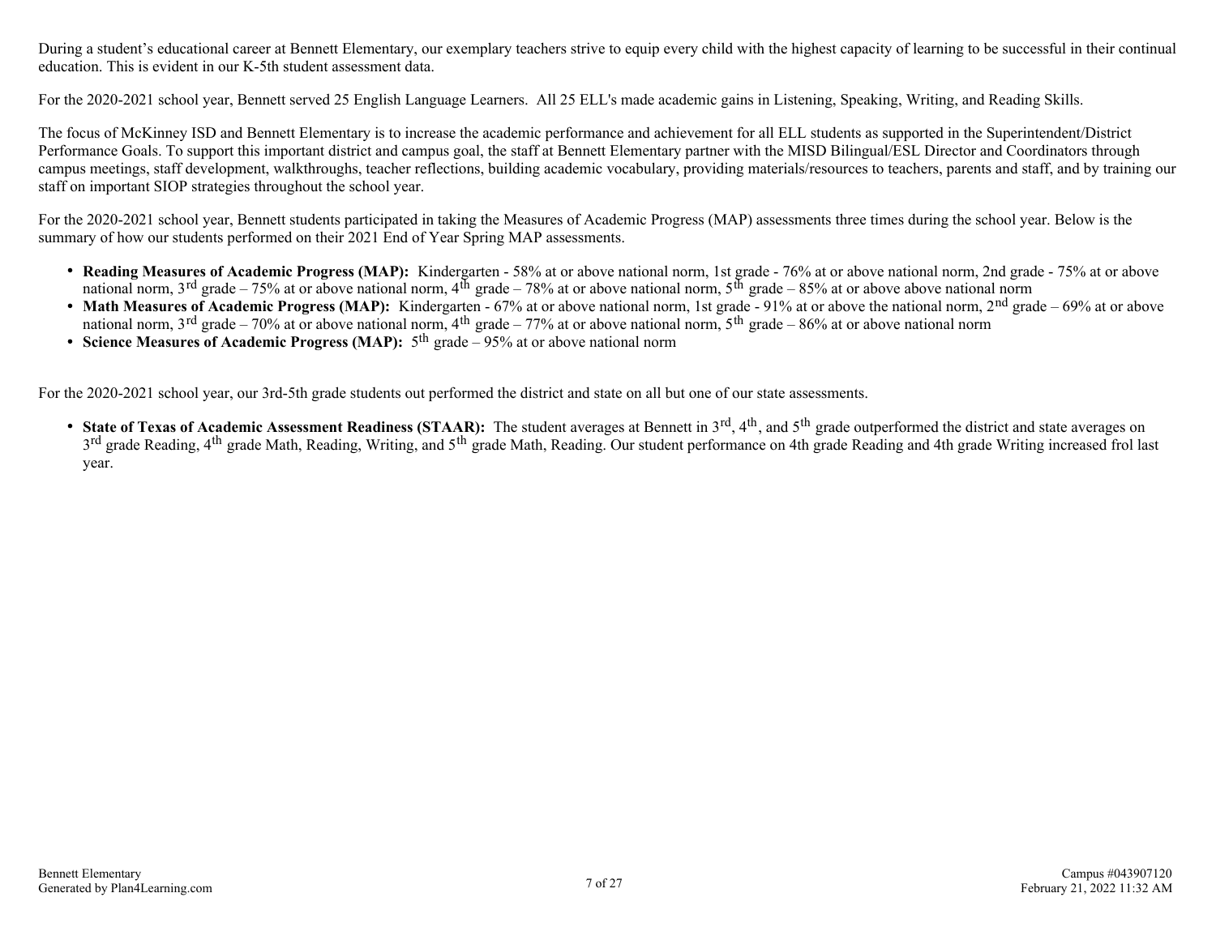During a student's educational career at Bennett Elementary, our exemplary teachers strive to equip every child with the highest capacity of learning to be successful in their continual education. This is evident in our K-5th student assessment data.

For the 2020-2021 school year, Bennett served 25 English Language Learners. All 25 ELL's made academic gains in Listening, Speaking, Writing, and Reading Skills.

The focus of McKinney ISD and Bennett Elementary is to increase the academic performance and achievement for all ELL students as supported in the Superintendent/District Performance Goals. To support this important district and campus goal, the staff at Bennett Elementary partner with the MISD Bilingual/ESL Director and Coordinators through campus meetings, staff development, walkthroughs, teacher reflections, building academic vocabulary, providing materials/resources to teachers, parents and staff, and by training our staff on important SIOP strategies throughout the school year.

For the 2020-2021 school year, Bennett students participated in taking the Measures of Academic Progress (MAP) assessments three times during the school year. Below is the summary of how our students performed on their 2021 End of Year Spring MAP assessments.

- **Reading Measures of Academic Progress (MAP):** Kindergarten - 58% at or above national norm, 1st grade - 76% at or above national norm, 2nd grade - 75% at or above national norm, 3rd grade – 75% at or above national norm, 4th grade – 78% at or above national norm, 5th grade – 85% at or above above national norm
- **Math Measures of Academic Progress (MAP):** Kindergarten - 67% at or above national norm, 1st grade - 91% at or above the national norm, 2nd grade – 69% at or above national norm, 3rd grade – 70% at or above national norm, 4th grade – 77% at or above national norm, 5th grade – 86% at or above national norm
- **Science Measures of Academic Progress (MAP):** 5th grade – 95% at or above national norm

For the 2020-2021 school year, our 3rd-5th grade students out performed the district and state on all but one of our state assessments.

- **State of Texas of Academic Assessment Readiness (STAAR):** The student averages at Bennett in 3rd, 4th, and 5th grade outperformed the district and state averages on 3rd grade Reading, 4th grade Math, Reading, Writing, and 5th grade Math, Reading. Our student performance on 4th grade Reading and 4th grade Writing increased frol last year.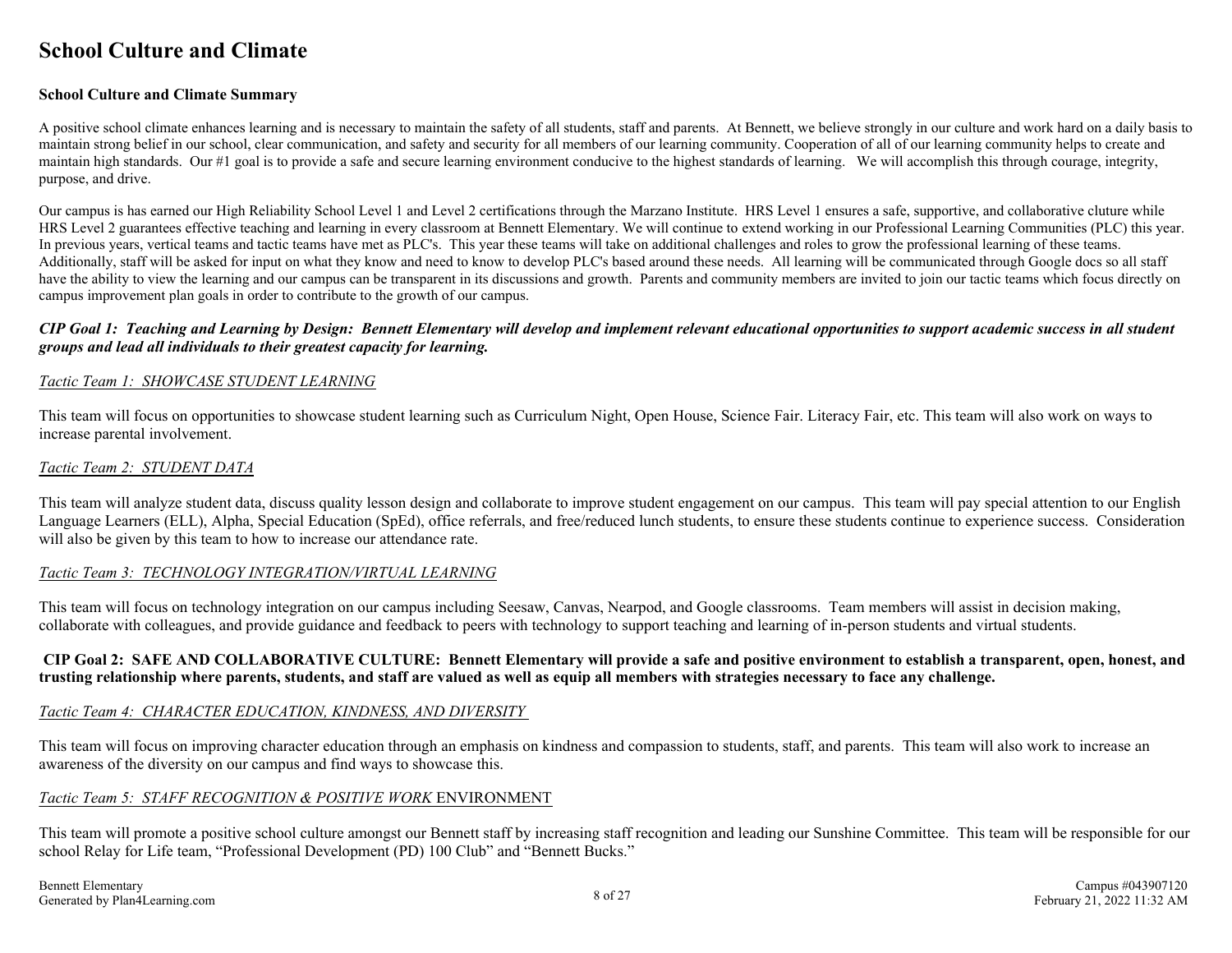# School Culture and Climate

## School Culture and Climate Summary

A positive school climate enhances learning and is necessary to maintain the safety of all students, staff and parents. At Bennett, we believe strongly in our culture and work hard on a daily basis to maintain strong belief in our school, clear communication, and safety and security for all members of our learning community. Cooperation of all of our learning community helps to create and maintain high standards. Our #1 goal is to provide a safe and secure learning environment conducive to the highest standards of learning. We will accomplish this through courage, integrity, purpose, and drive.

Our campus is has earned our High Reliability School Level 1 and Level 2 certifications through the Marzano Institute. HRS Level 1 ensures a safe, supportive, and collaborative cluture while HRS Level 2 guarantees effective teaching and learning in every classroom at Bennett Elementary. We will continue to extend working in our Professional Learning Communities (PLC) this year. In previous years, vertical teams and tactic teams have met as PLC's. This year these teams will take on additional challenges and roles to grow the professional learning of these teams. Additionally, staff will be asked for input on what they know and need to know to develop PLC's based around these needs. All learning will be communicated through Google docs so all staff have the ability to view the learning and our campus can be transparent in its discussions and growth. Parents and community members are invited to join our tactic teams which focus directly on campus improvement plan goals in order to contribute to the growth of our campus.

***CIP Goal 1: Teaching and Learning by Design: Bennett Elementary will develop and implement relevant educational opportunities to support academic success in all student groups and lead all individuals to their greatest capacity for learning.***

*Tactic Team 1: SHOWCASE STUDENT LEARNING*

This team will focus on opportunities to showcase student learning such as Curriculum Night, Open House, Science Fair. Literacy Fair, etc. This team will also work on ways to increase parental involvement.

*Tactic Team 2: STUDENT DATA*

This team will analyze student data, discuss quality lesson design and collaborate to improve student engagement on our campus. This team will pay special attention to our English Language Learners (ELL), Alpha, Special Education (SpEd), office referrals, and free/reduced lunch students, to ensure these students continue to experience success. Consideration will also be given by this team to how to increase our attendance rate.

*Tactic Team 3: TECHNOLOGY INTEGRATION/VIRTUAL LEARNING*

This team will focus on technology integration on our campus including Seesaw, Canvas, Nearpod, and Google classrooms. Team members will assist in decision making, collaborate with colleagues, and provide guidance and feedback to peers with technology to support teaching and learning of in-person students and virtual students.

**CIP Goal 2: SAFE AND COLLABORATIVE CULTURE: Bennett Elementary will provide a safe and positive environment to establish a transparent, open, honest, and trusting relationship where parents, students, and staff are valued as well as equip all members with strategies necessary to face any challenge.**

*Tactic Team 4: CHARACTER EDUCATION, KINDNESS, AND DIVERSITY*

This team will focus on improving character education through an emphasis on kindness and compassion to students, staff, and parents. This team will also work to increase an awareness of the diversity on our campus and find ways to showcase this.

*Tactic Team 5: STAFF RECOGNITION & POSITIVE WORK* ENVIRONMENT

This team will promote a positive school culture amongst our Bennett staff by increasing staff recognition and leading our Sunshine Committee. This team will be responsible for our school Relay for Life team, "Professional Development (PD) 100 Club" and "Bennett Bucks."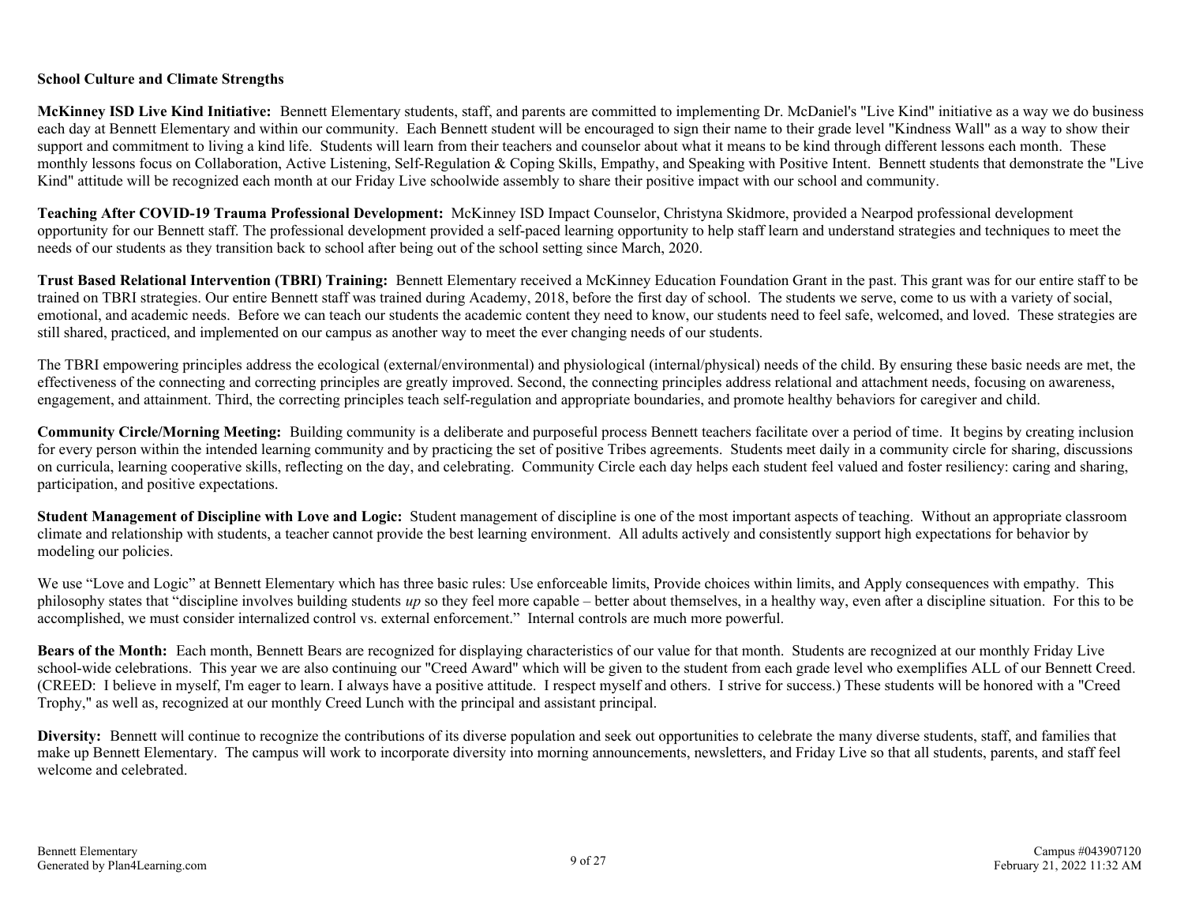**School Culture and Climate Strengths**

**McKinney ISD Live Kind Initiative:** Bennett Elementary students, staff, and parents are committed to implementing Dr. McDaniel's "Live Kind" initiative as a way we do business each day at Bennett Elementary and within our community. Each Bennett student will be encouraged to sign their name to their grade level "Kindness Wall" as a way to show their support and commitment to living a kind life. Students will learn from their teachers and counselor about what it means to be kind through different lessons each month. These monthly lessons focus on Collaboration, Active Listening, Self-Regulation & Coping Skills, Empathy, and Speaking with Positive Intent. Bennett students that demonstrate the "Live Kind" attitude will be recognized each month at our Friday Live schoolwide assembly to share their positive impact with our school and community.

**Teaching After COVID-19 Trauma Professional Development:** McKinney ISD Impact Counselor, Christyna Skidmore, provided a Nearpod professional development opportunity for our Bennett staff. The professional development provided a self-paced learning opportunity to help staff learn and understand strategies and techniques to meet the needs of our students as they transition back to school after being out of the school setting since March, 2020.

**Trust Based Relational Intervention (TBRI) Training:** Bennett Elementary received a McKinney Education Foundation Grant in the past. This grant was for our entire staff to be trained on TBRI strategies. Our entire Bennett staff was trained during Academy, 2018, before the first day of school. The students we serve, come to us with a variety of social, emotional, and academic needs. Before we can teach our students the academic content they need to know, our students need to feel safe, welcomed, and loved. These strategies are still shared, practiced, and implemented on our campus as another way to meet the ever changing needs of our students.

The TBRI empowering principles address the ecological (external/environmental) and physiological (internal/physical) needs of the child. By ensuring these basic needs are met, the effectiveness of the connecting and correcting principles are greatly improved. Second, the connecting principles address relational and attachment needs, focusing on awareness, engagement, and attainment. Third, the correcting principles teach self-regulation and appropriate boundaries, and promote healthy behaviors for caregiver and child.

**Community Circle/Morning Meeting:** Building community is a deliberate and purposeful process Bennett teachers facilitate over a period of time. It begins by creating inclusion for every person within the intended learning community and by practicing the set of positive Tribes agreements. Students meet daily in a community circle for sharing, discussions on curricula, learning cooperative skills, reflecting on the day, and celebrating. Community Circle each day helps each student feel valued and foster resiliency: caring and sharing, participation, and positive expectations.

**Student Management of Discipline with Love and Logic:** Student management of discipline is one of the most important aspects of teaching. Without an appropriate classroom climate and relationship with students, a teacher cannot provide the best learning environment. All adults actively and consistently support high expectations for behavior by modeling our policies.

We use "Love and Logic" at Bennett Elementary which has three basic rules: Use enforceable limits, Provide choices within limits, and Apply consequences with empathy. This philosophy states that "discipline involves building students *up* so they feel more capable – better about themselves, in a healthy way, even after a discipline situation. For this to be accomplished, we must consider internalized control vs. external enforcement." Internal controls are much more powerful.

**Bears of the Month:** Each month, Bennett Bears are recognized for displaying characteristics of our value for that month. Students are recognized at our monthly Friday Live school-wide celebrations. This year we are also continuing our "Creed Award" which will be given to the student from each grade level who exemplifies ALL of our Bennett Creed. (CREED: I believe in myself, I'm eager to learn. I always have a positive attitude. I respect myself and others. I strive for success.) These students will be honored with a "Creed Trophy," as well as, recognized at our monthly Creed Lunch with the principal and assistant principal.

**Diversity:** Bennett will continue to recognize the contributions of its diverse population and seek out opportunities to celebrate the many diverse students, staff, and families that make up Bennett Elementary. The campus will work to incorporate diversity into morning announcements, newsletters, and Friday Live so that all students, parents, and staff feel welcome and celebrated.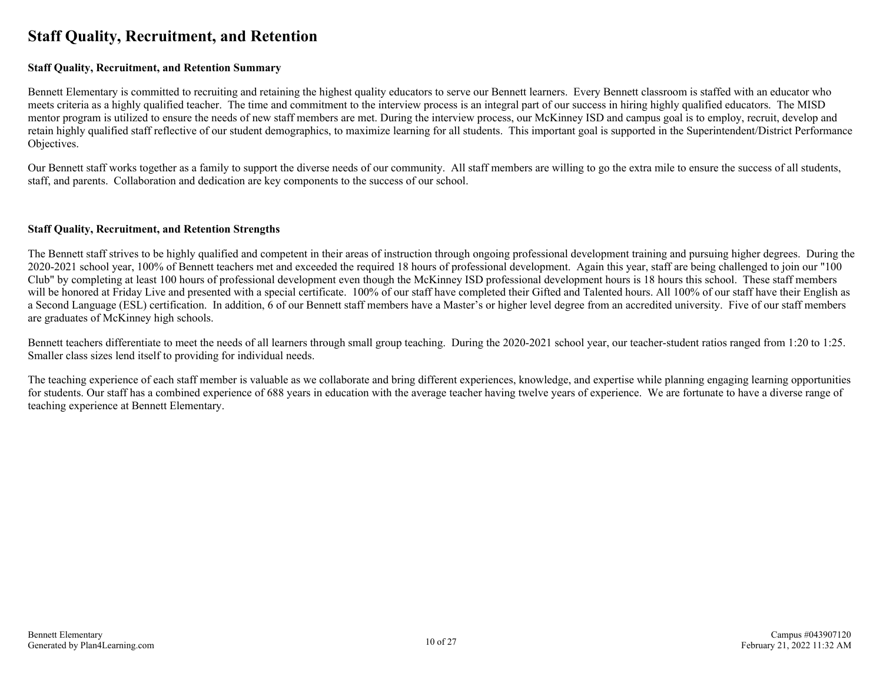# Staff Quality, Recruitment, and Retention

### Staff Quality, Recruitment, and Retention Summary

Bennett Elementary is committed to recruiting and retaining the highest quality educators to serve our Bennett learners. Every Bennett classroom is staffed with an educator who meets criteria as a highly qualified teacher. The time and commitment to the interview process is an integral part of our success in hiring highly qualified educators. The MISD mentor program is utilized to ensure the needs of new staff members are met. During the interview process, our McKinney ISD and campus goal is to employ, recruit, develop and retain highly qualified staff reflective of our student demographics, to maximize learning for all students. This important goal is supported in the Superintendent/District Performance Objectives.

Our Bennett staff works together as a family to support the diverse needs of our community. All staff members are willing to go the extra mile to ensure the success of all students, staff, and parents. Collaboration and dedication are key components to the success of our school.

### Staff Quality, Recruitment, and Retention Strengths

The Bennett staff strives to be highly qualified and competent in their areas of instruction through ongoing professional development training and pursuing higher degrees. During the 2020-2021 school year, 100% of Bennett teachers met and exceeded the required 18 hours of professional development. Again this year, staff are being challenged to join our "100 Club" by completing at least 100 hours of professional development even though the McKinney ISD professional development hours is 18 hours this school. These staff members will be honored at Friday Live and presented with a special certificate. 100% of our staff have completed their Gifted and Talented hours. All 100% of our staff have their English as a Second Language (ESL) certification. In addition, 6 of our Bennett staff members have a Master's or higher level degree from an accredited university. Five of our staff members are graduates of McKinney high schools.

Bennett teachers differentiate to meet the needs of all learners through small group teaching. During the 2020-2021 school year, our teacher-student ratios ranged from 1:20 to 1:25. Smaller class sizes lend itself to providing for individual needs.

The teaching experience of each staff member is valuable as we collaborate and bring different experiences, knowledge, and expertise while planning engaging learning opportunities for students. Our staff has a combined experience of 688 years in education with the average teacher having twelve years of experience. We are fortunate to have a diverse range of teaching experience at Bennett Elementary.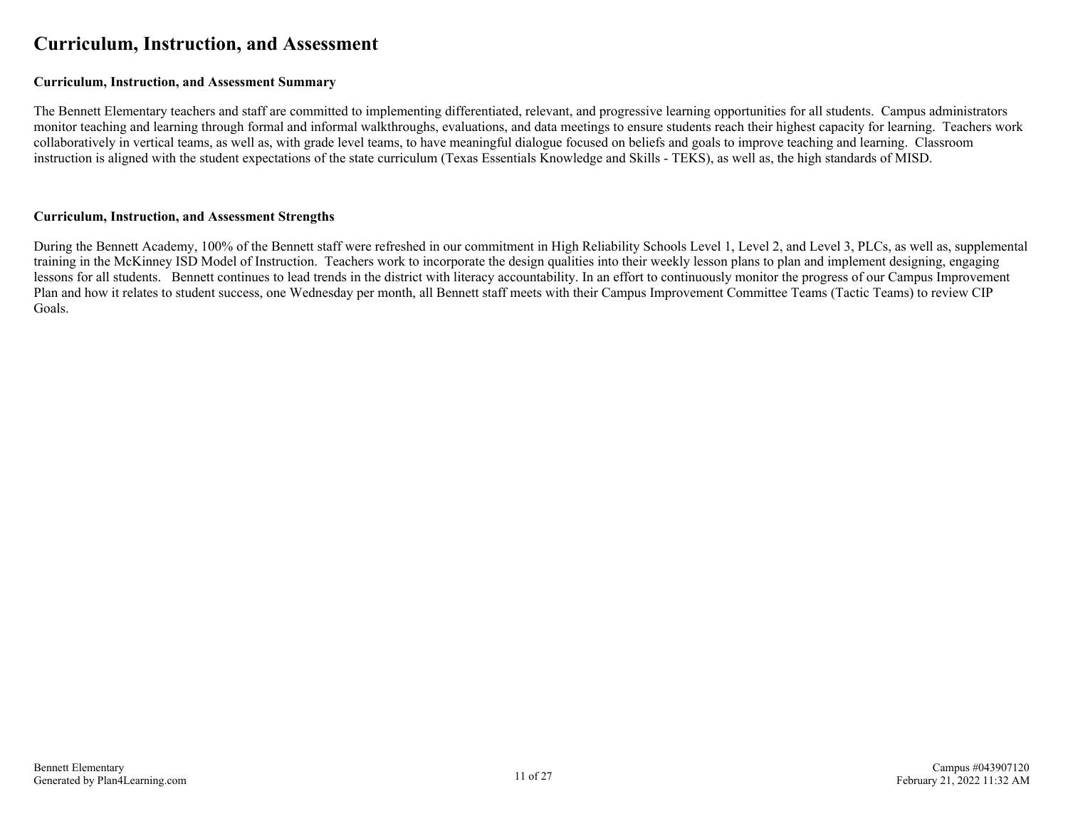# Curriculum, Instruction, and Assessment

### Curriculum, Instruction, and Assessment Summary

The Bennett Elementary teachers and staff are committed to implementing differentiated, relevant, and progressive learning opportunities for all students. Campus administrators monitor teaching and learning through formal and informal walkthroughs, evaluations, and data meetings to ensure students reach their highest capacity for learning. Teachers work collaboratively in vertical teams, as well as, with grade level teams, to have meaningful dialogue focused on beliefs and goals to improve teaching and learning. Classroom instruction is aligned with the student expectations of the state curriculum (Texas Essentials Knowledge and Skills - TEKS), as well as, the high standards of MISD.

### Curriculum, Instruction, and Assessment Strengths

During the Bennett Academy, 100% of the Bennett staff were refreshed in our commitment in High Reliability Schools Level 1, Level 2, and Level 3, PLCs, as well as, supplemental training in the McKinney ISD Model of Instruction. Teachers work to incorporate the design qualities into their weekly lesson plans to plan and implement designing, engaging lessons for all students. Bennett continues to lead trends in the district with literacy accountability. In an effort to continuously monitor the progress of our Campus Improvement Plan and how it relates to student success, one Wednesday per month, all Bennett staff meets with their Campus Improvement Committee Teams (Tactic Teams) to review CIP Goals.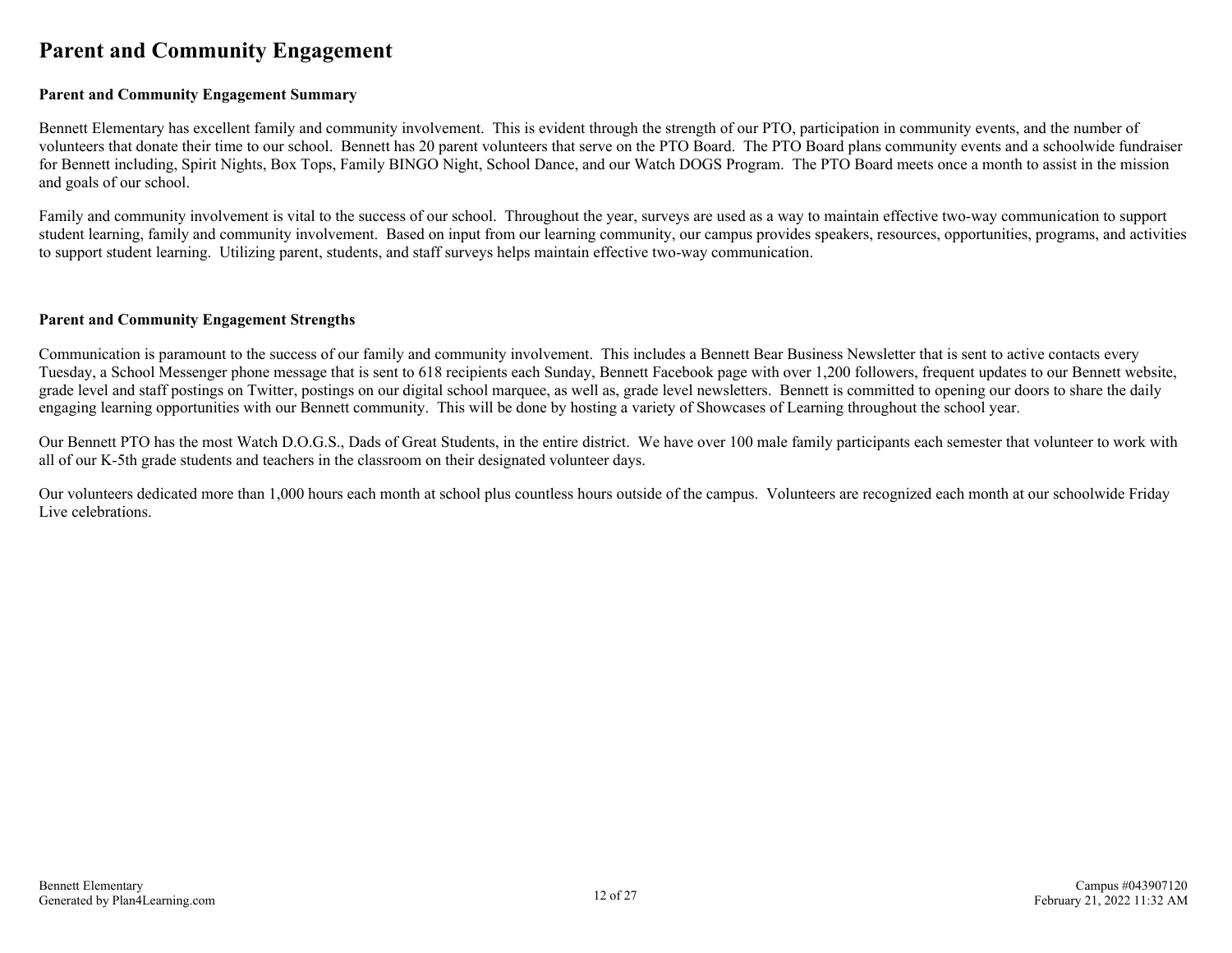# Parent and Community Engagement

### Parent and Community Engagement Summary

Bennett Elementary has excellent family and community involvement. This is evident through the strength of our PTO, participation in community events, and the number of volunteers that donate their time to our school. Bennett has 20 parent volunteers that serve on the PTO Board. The PTO Board plans community events and a schoolwide fundraiser for Bennett including, Spirit Nights, Box Tops, Family BINGO Night, School Dance, and our Watch DOGS Program. The PTO Board meets once a month to assist in the mission and goals of our school.

Family and community involvement is vital to the success of our school. Throughout the year, surveys are used as a way to maintain effective two-way communication to support student learning, family and community involvement. Based on input from our learning community, our campus provides speakers, resources, opportunities, programs, and activities to support student learning. Utilizing parent, students, and staff surveys helps maintain effective two-way communication.

### Parent and Community Engagement Strengths

Communication is paramount to the success of our family and community involvement. This includes a Bennett Bear Business Newsletter that is sent to active contacts every Tuesday, a School Messenger phone message that is sent to 618 recipients each Sunday, Bennett Facebook page with over 1,200 followers, frequent updates to our Bennett website, grade level and staff postings on Twitter, postings on our digital school marquee, as well as, grade level newsletters. Bennett is committed to opening our doors to share the daily engaging learning opportunities with our Bennett community. This will be done by hosting a variety of Showcases of Learning throughout the school year.

Our Bennett PTO has the most Watch D.O.G.S., Dads of Great Students, in the entire district. We have over 100 male family participants each semester that volunteer to work with all of our K-5th grade students and teachers in the classroom on their designated volunteer days.

Our volunteers dedicated more than 1,000 hours each month at school plus countless hours outside of the campus. Volunteers are recognized each month at our schoolwide Friday Live celebrations.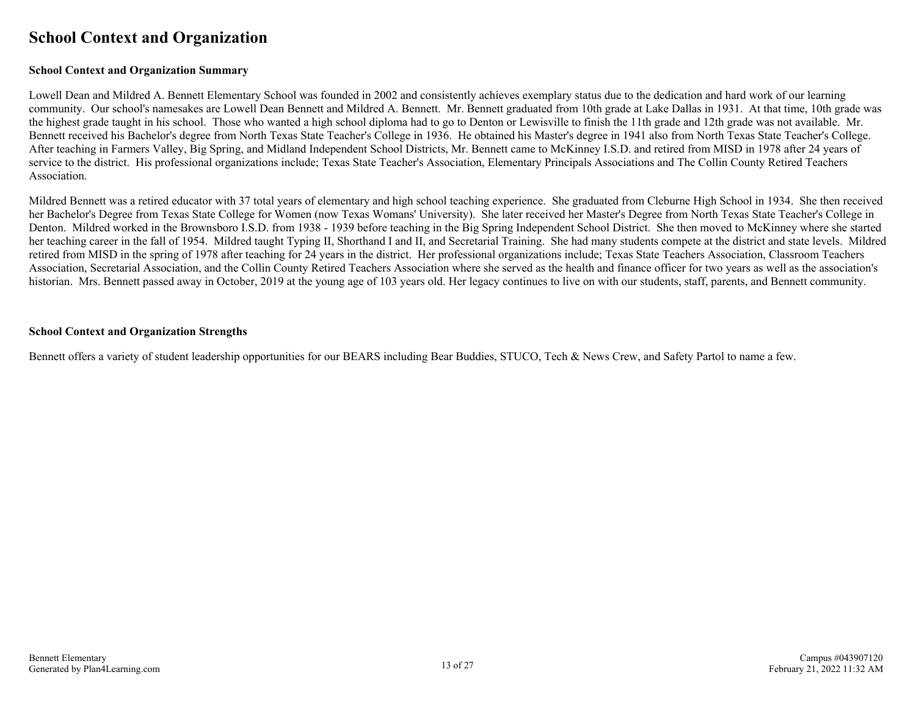# School Context and Organization

### School Context and Organization Summary

Lowell Dean and Mildred A. Bennett Elementary School was founded in 2002 and consistently achieves exemplary status due to the dedication and hard work of our learning community. Our school's namesakes are Lowell Dean Bennett and Mildred A. Bennett. Mr. Bennett graduated from 10th grade at Lake Dallas in 1931. At that time, 10th grade was the highest grade taught in his school. Those who wanted a high school diploma had to go to Denton or Lewisville to finish the 11th grade and 12th grade was not available. Mr. Bennett received his Bachelor's degree from North Texas State Teacher's College in 1936. He obtained his Master's degree in 1941 also from North Texas State Teacher's College. After teaching in Farmers Valley, Big Spring, and Midland Independent School Districts, Mr. Bennett came to McKinney I.S.D. and retired from MISD in 1978 after 24 years of service to the district. His professional organizations include; Texas State Teacher's Association, Elementary Principals Associations and The Collin County Retired Teachers Association.

Mildred Bennett was a retired educator with 37 total years of elementary and high school teaching experience. She graduated from Cleburne High School in 1934. She then received her Bachelor's Degree from Texas State College for Women (now Texas Womans' University). She later received her Master's Degree from North Texas State Teacher's College in Denton. Mildred worked in the Brownsboro I.S.D. from 1938 - 1939 before teaching in the Big Spring Independent School District. She then moved to McKinney where she started her teaching career in the fall of 1954. Mildred taught Typing II, Shorthand I and II, and Secretarial Training. She had many students compete at the district and state levels. Mildred retired from MISD in the spring of 1978 after teaching for 24 years in the district. Her professional organizations include; Texas State Teachers Association, Classroom Teachers Association, Secretarial Association, and the Collin County Retired Teachers Association where she served as the health and finance officer for two years as well as the association's historian. Mrs. Bennett passed away in October, 2019 at the young age of 103 years old. Her legacy continues to live on with our students, staff, parents, and Bennett community.

### School Context and Organization Strengths

Bennett offers a variety of student leadership opportunities for our BEARS including Bear Buddies, STUCO, Tech & News Crew, and Safety Partol to name a few.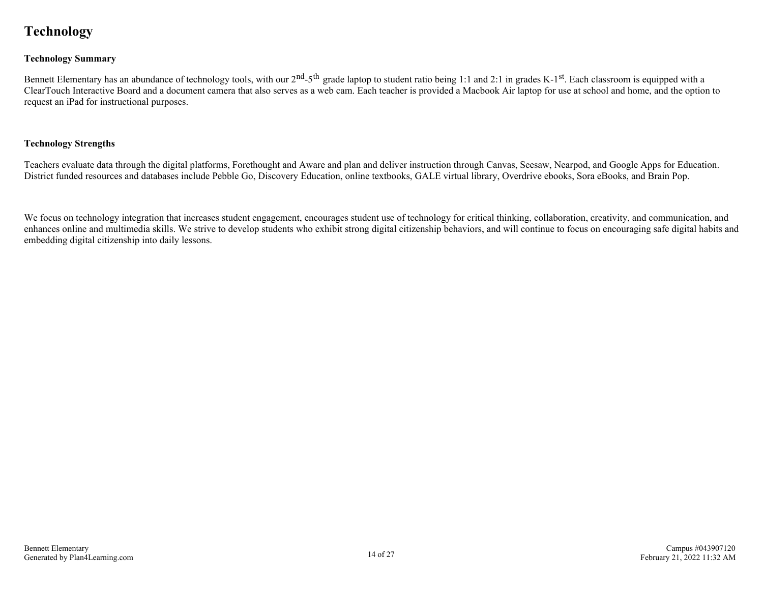# Technology

## Technology Summary

Bennett Elementary has an abundance of technology tools, with our 2nd-5th grade laptop to student ratio being 1:1 and 2:1 in grades K-1st. Each classroom is equipped with a ClearTouch Interactive Board and a document camera that also serves as a web cam. Each teacher is provided a Macbook Air laptop for use at school and home, and the option to request an iPad for instructional purposes.

## Technology Strengths

Teachers evaluate data through the digital platforms, Forethought and Aware and plan and deliver instruction through Canvas, Seesaw, Nearpod, and Google Apps for Education. District funded resources and databases include Pebble Go, Discovery Education, online textbooks, GALE virtual library, Overdrive ebooks, Sora eBooks, and Brain Pop.

We focus on technology integration that increases student engagement, encourages student use of technology for critical thinking, collaboration, creativity, and communication, and enhances online and multimedia skills. We strive to develop students who exhibit strong digital citizenship behaviors, and will continue to focus on encouraging safe digital habits and embedding digital citizenship into daily lessons.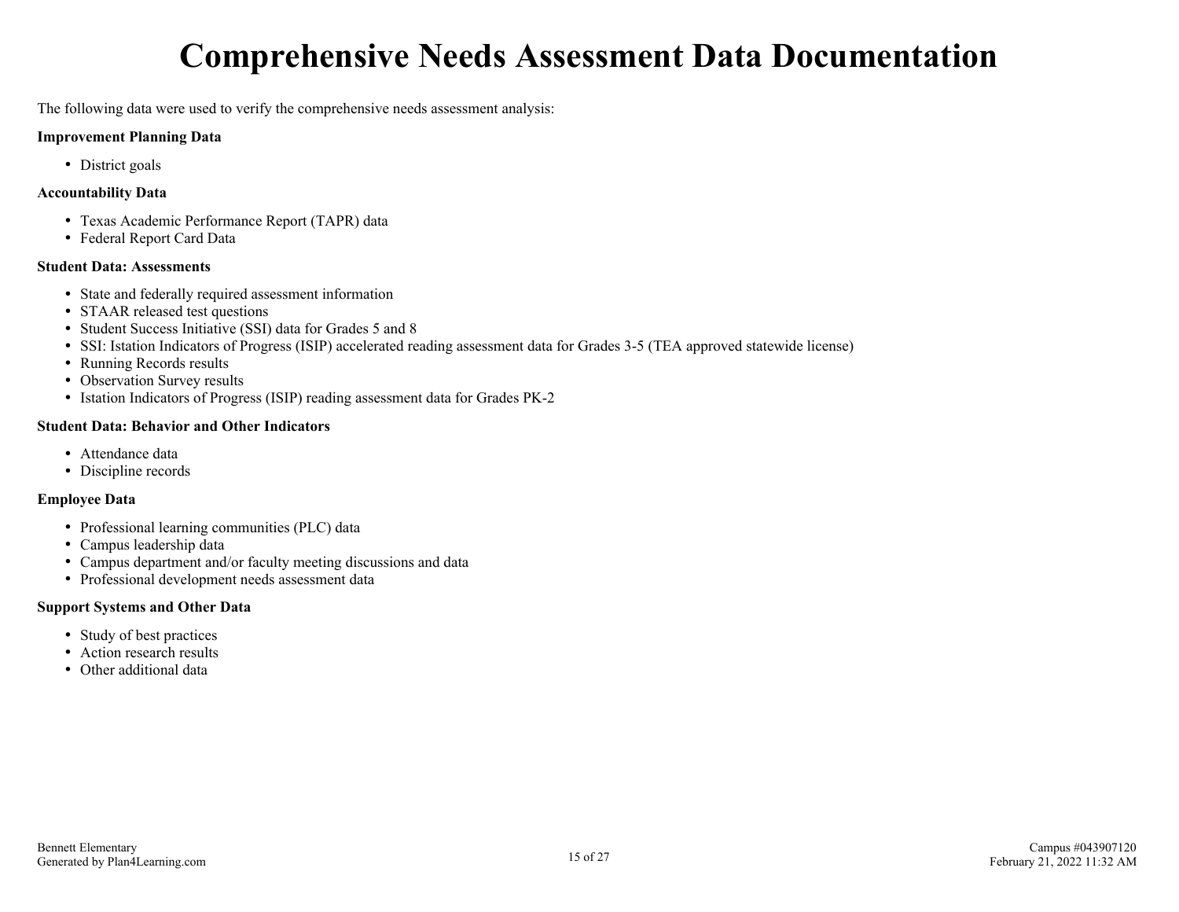# Comprehensive Needs Assessment Data Documentation

The following data were used to verify the comprehensive needs assessment analysis:

**Improvement Planning Data**

- District goals

**Accountability Data**

- Texas Academic Performance Report (TAPR) data
- Federal Report Card Data

**Student Data: Assessments**

- State and federally required assessment information
- STAAR released test questions
- Student Success Initiative (SSI) data for Grades 5 and 8
- SSI: Istation Indicators of Progress (ISIP) accelerated reading assessment data for Grades 3-5 (TEA approved statewide license)
- Running Records results
- Observation Survey results
- Istation Indicators of Progress (ISIP) reading assessment data for Grades PK-2

**Student Data: Behavior and Other Indicators**

- Attendance data
- Discipline records

**Employee Data**

- Professional learning communities (PLC) data
- Campus leadership data
- Campus department and/or faculty meeting discussions and data
- Professional development needs assessment data

**Support Systems and Other Data**

- Study of best practices
- Action research results
- Other additional data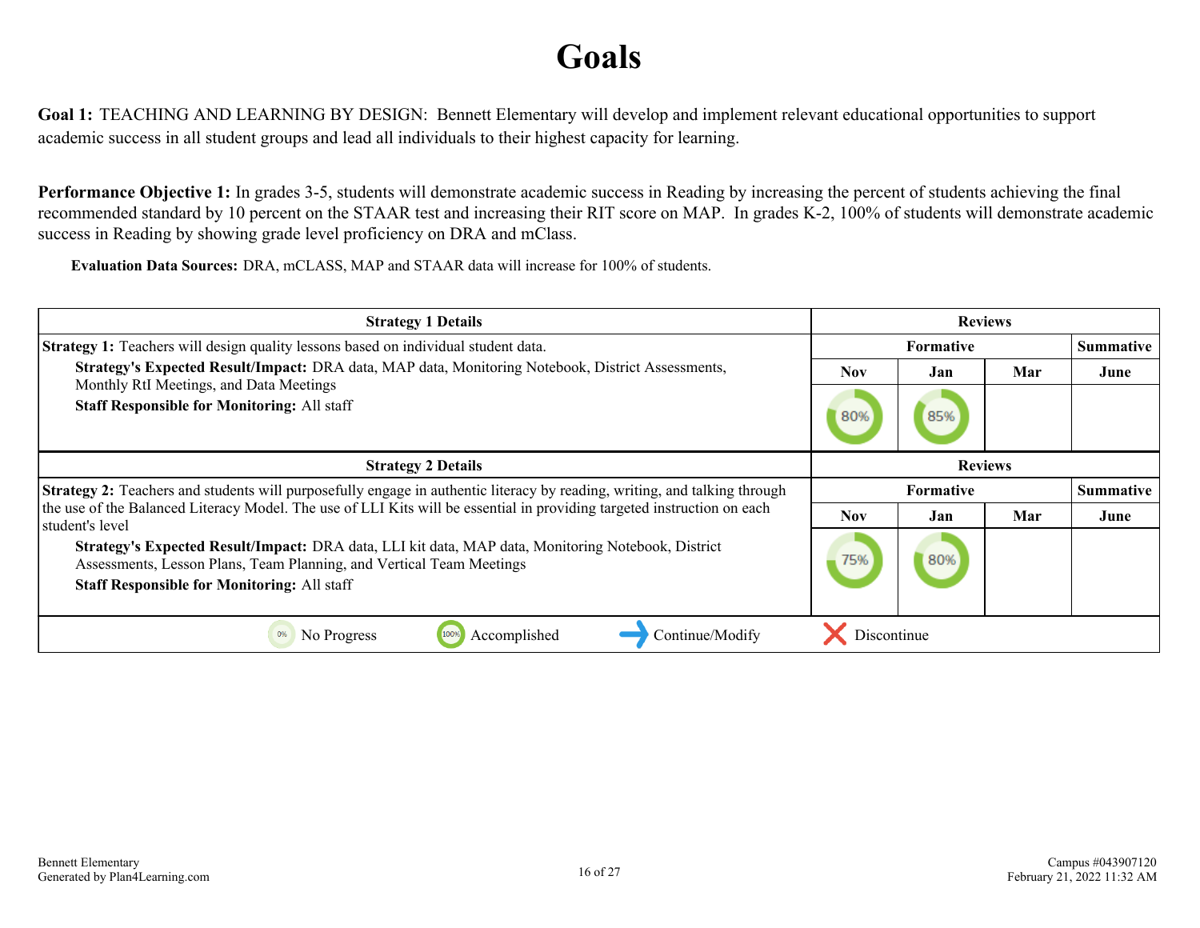# Goals

**Goal 1:** TEACHING AND LEARNING BY DESIGN: Bennett Elementary will develop and implement relevant educational opportunities to support academic success in all student groups and lead all individuals to their highest capacity for learning.

**Performance Objective 1:** In grades 3-5, students will demonstrate academic success in Reading by increasing the percent of students achieving the final recommended standard by 10 percent on the STAAR test and increasing their RIT score on MAP. In grades K-2, 100% of students will demonstrate academic success in Reading by showing grade level proficiency on DRA and mClass.

**Evaluation Data Sources:** DRA, mCLASS, MAP and STAAR data will increase for 100% of students.

| Strategy 1 Details | Reviews | | | |
|---|---|---|---|---|
| | Formative | | | Summative |
| | Nov | Jan | Mar | June |
| **Strategy 1:** Teachers will design quality lessons based on individual student data.<br>**Strategy's Expected Result/Impact:** DRA data, MAP data, Monitoring Notebook, District Assessments, Monthly RtI Meetings, and Data Meetings<br>**Staff Responsible for Monitoring:** All staff | 80% | 85% | | |

| Strategy 2 Details | Reviews | | | |
|---|---|---|---|---|
| | Formative | | | Summative |
| | Nov | Jan | Mar | June |
| **Strategy 2:** Teachers and students will purposefully engage in authentic literacy by reading, writing, and talking through the use of the Balanced Literacy Model. The use of LLI Kits will be essential in providing targeted instruction on each student's level<br>**Strategy's Expected Result/Impact:** DRA data, LLI kit data, MAP data, Monitoring Notebook, District Assessments, Lesson Plans, Team Planning, and Vertical Team Meetings<br>**Staff Responsible for Monitoring:** All staff | 75% | 80% | | |

0% No Progress | 100% Accomplished | Continue/Modify | Discontinue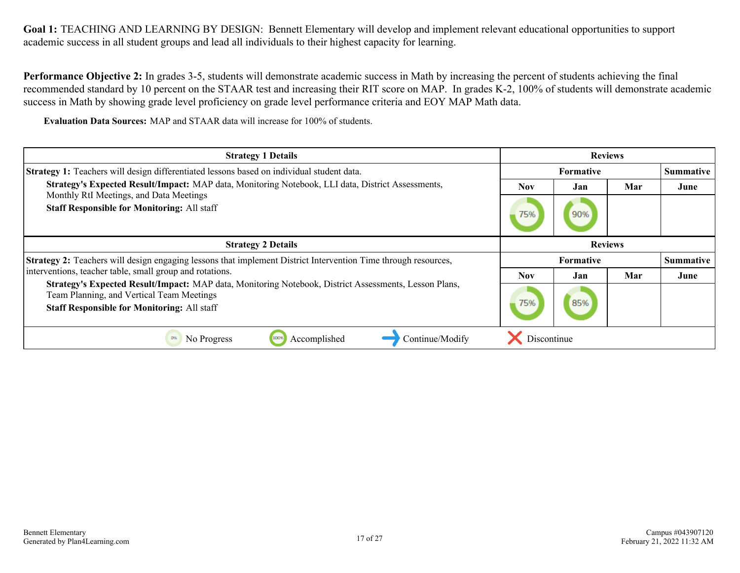**Goal 1:** TEACHING AND LEARNING BY DESIGN: Bennett Elementary will develop and implement relevant educational opportunities to support academic success in all student groups and lead all individuals to their highest capacity for learning.

**Performance Objective 2:** In grades 3-5, students will demonstrate academic success in Math by increasing the percent of students achieving the final recommended standard by 10 percent on the STAAR test and increasing their RIT score on MAP. In grades K-2, 100% of students will demonstrate academic success in Math by showing grade level proficiency on grade level performance criteria and EOY MAP Math data.

**Evaluation Data Sources:** MAP and STAAR data will increase for 100% of students.

| Strategy 1 Details | Reviews | | | |
|---|---|---|---|---|
| | Formative | | | Summative |
| **Strategy 1:** Teachers will design differentiated lessons based on individual student data.<br>**Strategy's Expected Result/Impact:** MAP data, Monitoring Notebook, LLI data, District Assessments, Monthly RtI Meetings, and Data Meetings<br>**Staff Responsible for Monitoring:** All staff | Nov | Jan | Mar | June |
| | 75% | 90% | | |

| Strategy 2 Details | Reviews | | | |
|---|---|---|---|---|
| | Formative | | | Summative |
| **Strategy 2:** Teachers will design engaging lessons that implement District Intervention Time through resources, interventions, teacher table, small group and rotations.<br>**Strategy's Expected Result/Impact:** MAP data, Monitoring Notebook, District Assessments, Lesson Plans, Team Planning, and Vertical Team Meetings<br>**Staff Responsible for Monitoring:** All staff | Nov | Jan | Mar | June |
| | 75% | 85% | | |

0% No Progress | 100% Accomplished | Continue/Modify | Discontinue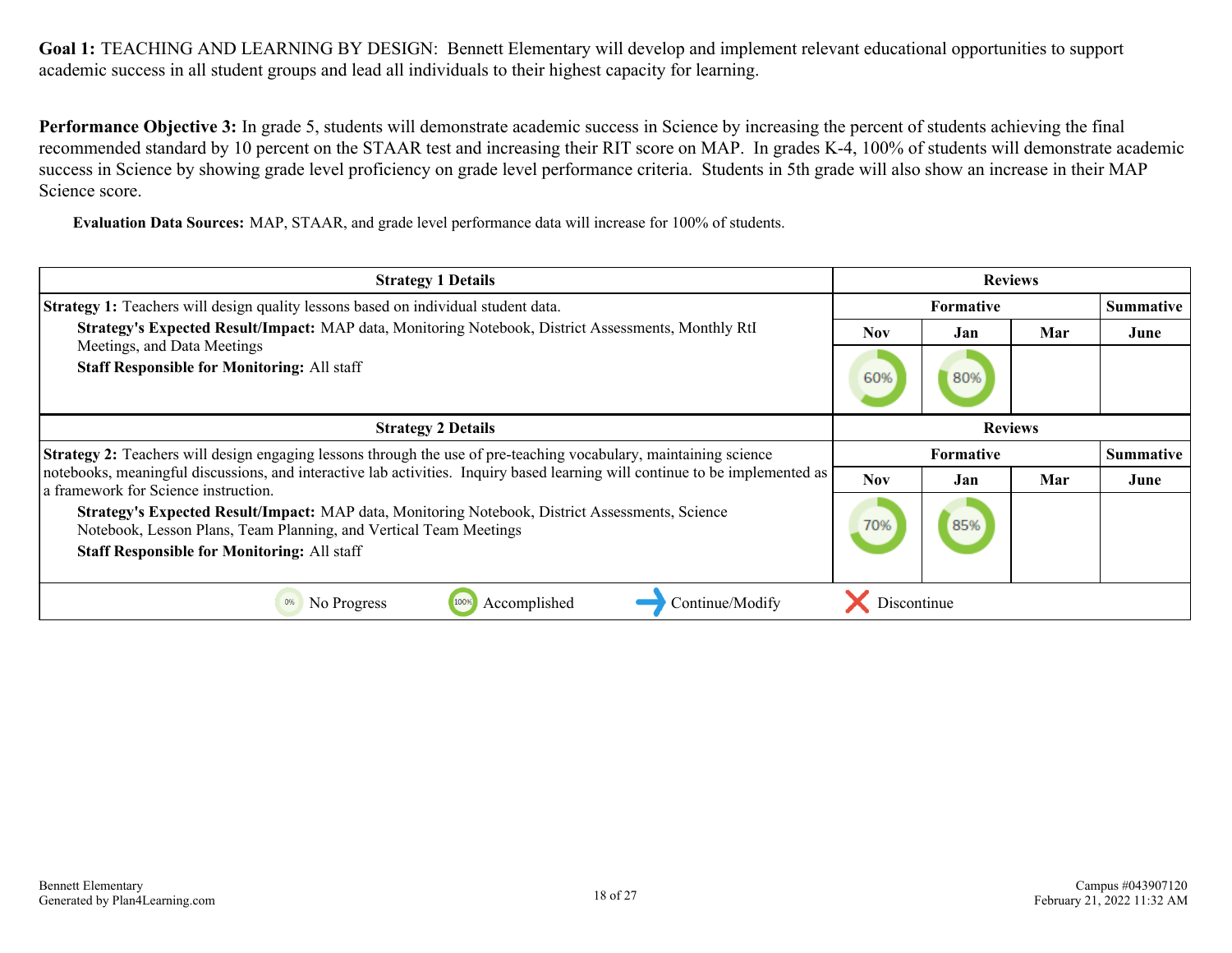**Goal 1:** TEACHING AND LEARNING BY DESIGN: Bennett Elementary will develop and implement relevant educational opportunities to support academic success in all student groups and lead all individuals to their highest capacity for learning.

**Performance Objective 3:** In grade 5, students will demonstrate academic success in Science by increasing the percent of students achieving the final recommended standard by 10 percent on the STAAR test and increasing their RIT score on MAP. In grades K-4, 100% of students will demonstrate academic success in Science by showing grade level proficiency on grade level performance criteria. Students in 5th grade will also show an increase in their MAP Science score.

**Evaluation Data Sources:** MAP, STAAR, and grade level performance data will increase for 100% of students.

| Strategy 1 Details | Reviews | | | |
|---|---|---|---|---|
| **Strategy 1:** Teachers will design quality lessons based on individual student data.<br>**Strategy's Expected Result/Impact:** MAP data, Monitoring Notebook, District Assessments, Monthly RtI Meetings, and Data Meetings<br>**Staff Responsible for Monitoring:** All staff | Formative | | | Summative |
| | Nov | Jan | Mar | June |
| | 60% | 80% | | |

| Strategy 2 Details | Reviews | | | |
|---|---|---|---|---|
| **Strategy 2:** Teachers will design engaging lessons through the use of pre-teaching vocabulary, maintaining science notebooks, meaningful discussions, and interactive lab activities. Inquiry based learning will continue to be implemented as a framework for Science instruction.<br>**Strategy's Expected Result/Impact:** MAP data, Monitoring Notebook, District Assessments, Science Notebook, Lesson Plans, Team Planning, and Vertical Team Meetings<br>**Staff Responsible for Monitoring:** All staff | Formative | | | Summative |
| | Nov | Jan | Mar | June |
| | 70% | 85% | | |

0% No Progress | 100% Accomplished | → Continue/Modify | ✕ Discontinue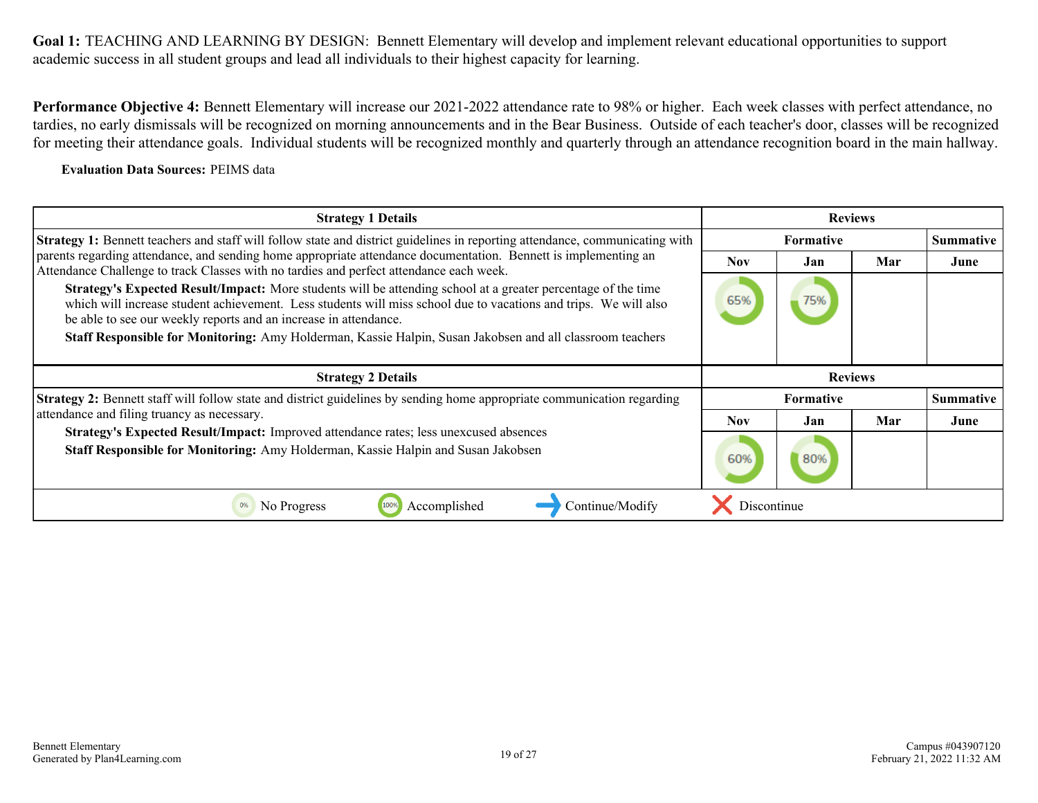**Goal 1:** TEACHING AND LEARNING BY DESIGN: Bennett Elementary will develop and implement relevant educational opportunities to support academic success in all student groups and lead all individuals to their highest capacity for learning.

**Performance Objective 4:** Bennett Elementary will increase our 2021-2022 attendance rate to 98% or higher. Each week classes with perfect attendance, no tardies, no early dismissals will be recognized on morning announcements and in the Bear Business. Outside of each teacher's door, classes will be recognized for meeting their attendance goals. Individual students will be recognized monthly and quarterly through an attendance recognition board in the main hallway.

**Evaluation Data Sources:** PEIMS data

| Strategy 1 Details | Reviews | | | |
|---|---|---|---|---|
| | Formative | | | Summative |
| | Nov | Jan | Mar | June |
| **Strategy 1:** Bennett teachers and staff will follow state and district guidelines in reporting attendance, communicating with parents regarding attendance, and sending home appropriate attendance documentation. Bennett is implementing an Attendance Challenge to track Classes with no tardies and perfect attendance each week.<br>**Strategy's Expected Result/Impact:** More students will be attending school at a greater percentage of the time which will increase student achievement. Less students will miss school due to vacations and trips. We will also be able to see our weekly reports and an increase in attendance.<br>**Staff Responsible for Monitoring:** Amy Holderman, Kassie Halpin, Susan Jakobsen and all classroom teachers | 65% | 75% | | |

| Strategy 2 Details | Reviews | | | |
|---|---|---|---|---|
| | Formative | | | Summative |
| | Nov | Jan | Mar | June |
| **Strategy 2:** Bennett staff will follow state and district guidelines by sending home appropriate communication regarding attendance and filing truancy as necessary.<br>**Strategy's Expected Result/Impact:** Improved attendance rates; less unexcused absences<br>**Staff Responsible for Monitoring:** Amy Holderman, Kassie Halpin and Susan Jakobsen | 60% | 80% | | |

0% No Progress | 100% Accomplished | Continue/Modify | Discontinue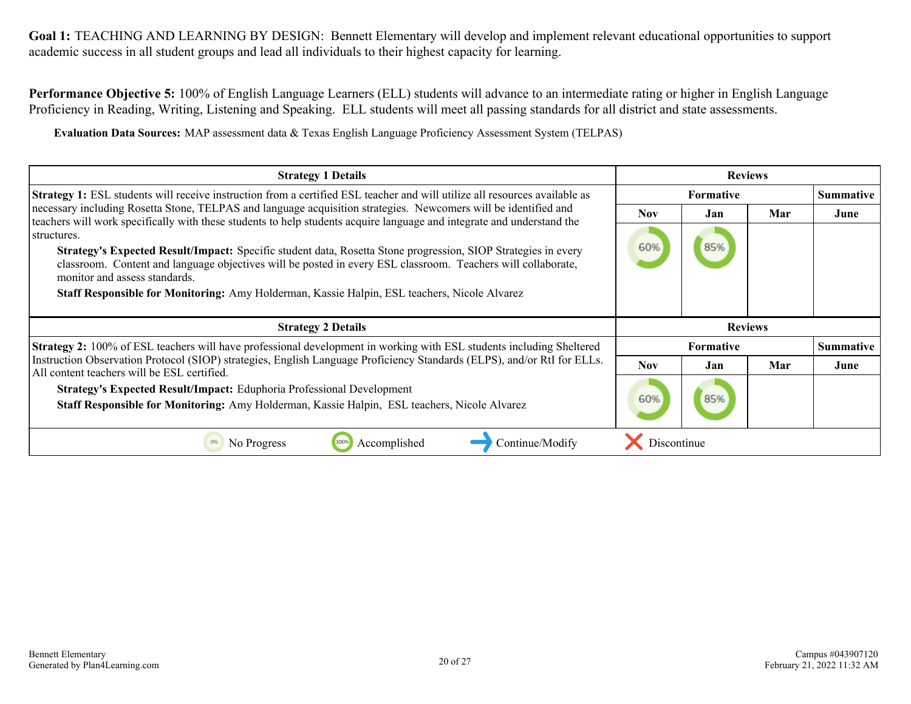**Goal 1:** TEACHING AND LEARNING BY DESIGN: Bennett Elementary will develop and implement relevant educational opportunities to support academic success in all student groups and lead all individuals to their highest capacity for learning.

**Performance Objective 5:** 100% of English Language Learners (ELL) students will advance to an intermediate rating or higher in English Language Proficiency in Reading, Writing, Listening and Speaking. ELL students will meet all passing standards for all district and state assessments.

**Evaluation Data Sources:** MAP assessment data & Texas English Language Proficiency Assessment System (TELPAS)

| Strategy 1 Details | Reviews | | | |
|---|---|---|---|---|
| | Formative | | | Summative |
| | Nov | Jan | Mar | June |
| **Strategy 1:** ESL students will receive instruction from a certified ESL teacher and will utilize all resources available as necessary including Rosetta Stone, TELPAS and language acquisition strategies. Newcomers will be identified and teachers will work specifically with these students to help students acquire language and integrate and understand the structures.<br>**Strategy's Expected Result/Impact:** Specific student data, Rosetta Stone progression, SIOP Strategies in every classroom. Content and language objectives will be posted in every ESL classroom. Teachers will collaborate, monitor and assess standards.<br>**Staff Responsible for Monitoring:** Amy Holderman, Kassie Halpin, ESL teachers, Nicole Alvarez | 60% | 85% | | |

| Strategy 2 Details | Reviews | | | |
|---|---|---|---|---|
| | Formative | | | Summative |
| | Nov | Jan | Mar | June |
| **Strategy 2:** 100% of ESL teachers will have professional development in working with ESL students including Sheltered Instruction Observation Protocol (SIOP) strategies, English Language Proficiency Standards (ELPS), and/or RtI for ELLs. All content teachers will be ESL certified.<br>**Strategy's Expected Result/Impact:** Eduphoria Professional Development<br>**Staff Responsible for Monitoring:** Amy Holderman, Kassie Halpin, ESL teachers, Nicole Alvarez | 60% | 85% | | |

0% No Progress | 100% Accomplished | → Continue/Modify | ✕ Discontinue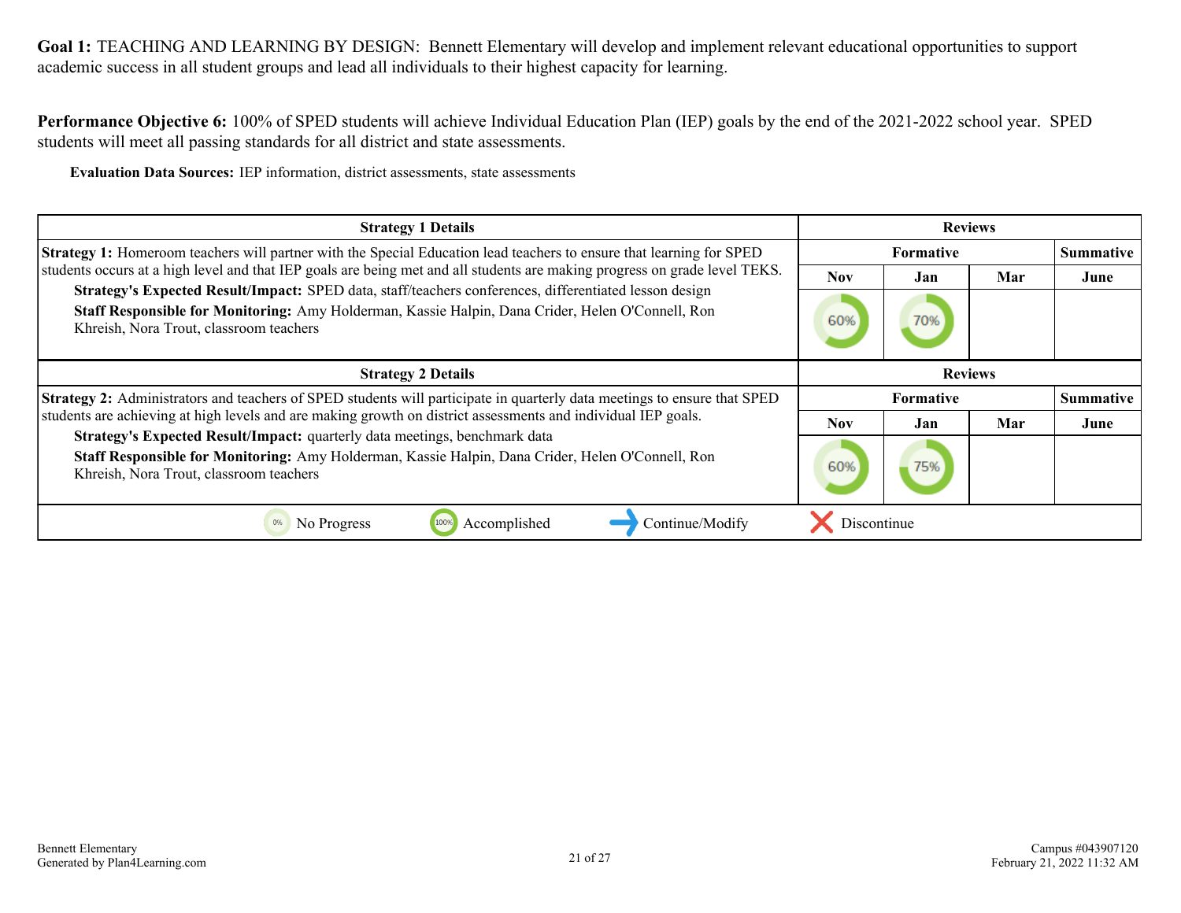**Goal 1:** TEACHING AND LEARNING BY DESIGN: Bennett Elementary will develop and implement relevant educational opportunities to support academic success in all student groups and lead all individuals to their highest capacity for learning.

**Performance Objective 6:** 100% of SPED students will achieve Individual Education Plan (IEP) goals by the end of the 2021-2022 school year. SPED students will meet all passing standards for all district and state assessments.

**Evaluation Data Sources:** IEP information, district assessments, state assessments

| Strategy 1 Details | Reviews | | | |
|---|---|---|---|---|
| | Formative | | | Summative |
| | Nov | Jan | Mar | June |
| **Strategy 1:** Homeroom teachers will partner with the Special Education lead teachers to ensure that learning for SPED students occurs at a high level and that IEP goals are being met and all students are making progress on grade level TEKS.<br>**Strategy's Expected Result/Impact:** SPED data, staff/teachers conferences, differentiated lesson design<br>**Staff Responsible for Monitoring:** Amy Holderman, Kassie Halpin, Dana Crider, Helen O'Connell, Ron Khreish, Nora Trout, classroom teachers | 60% | 70% | | |

| Strategy 2 Details | Reviews | | | |
|---|---|---|---|---|
| | Formative | | | Summative |
| | Nov | Jan | Mar | June |
| **Strategy 2:** Administrators and teachers of SPED students will participate in quarterly data meetings to ensure that SPED students are achieving at high levels and are making growth on district assessments and individual IEP goals.<br>**Strategy's Expected Result/Impact:** quarterly data meetings, benchmark data<br>**Staff Responsible for Monitoring:** Amy Holderman, Kassie Halpin, Dana Crider, Helen O'Connell, Ron Khreish, Nora Trout, classroom teachers | 60% | 75% | | |

0% No Progress | 100% Accomplished | Continue/Modify | Discontinue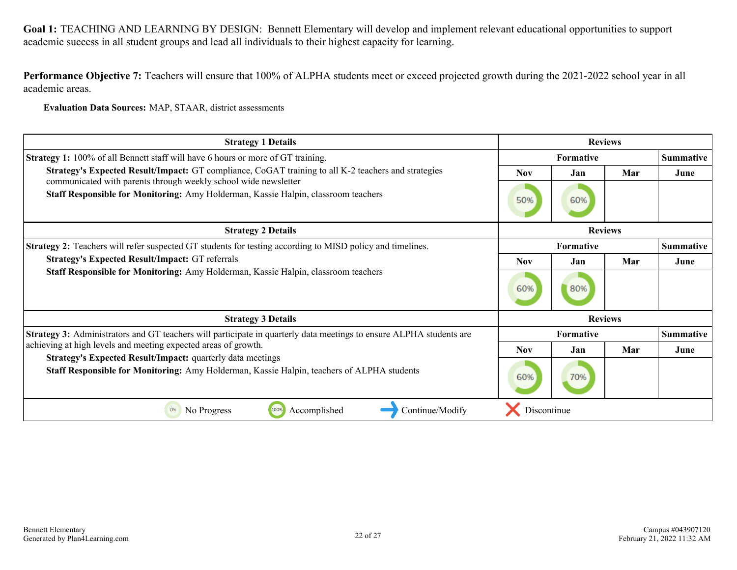**Goal 1:** TEACHING AND LEARNING BY DESIGN: Bennett Elementary will develop and implement relevant educational opportunities to support academic success in all student groups and lead all individuals to their highest capacity for learning.

**Performance Objective 7:** Teachers will ensure that 100% of ALPHA students meet or exceed projected growth during the 2021-2022 school year in all academic areas.

**Evaluation Data Sources:** MAP, STAAR, district assessments

| Strategy 1 Details | Reviews | | | |
|---|---|---|---|---|
| | Formative | | | Summative |
| | Nov | Jan | Mar | June |
| **Strategy 1:** 100% of all Bennett staff will have 6 hours or more of GT training.<br>**Strategy's Expected Result/Impact:** GT compliance, CoGAT training to all K-2 teachers and strategies communicated with parents through weekly school wide newsletter<br>**Staff Responsible for Monitoring:** Amy Holderman, Kassie Halpin, classroom teachers | 50% | 60% | | |

| Strategy 2 Details | Reviews | | | |
|---|---|---|---|---|
| | Formative | | | Summative |
| | Nov | Jan | Mar | June |
| **Strategy 2:** Teachers will refer suspected GT students for testing according to MISD policy and timelines.<br>**Strategy's Expected Result/Impact:** GT referrals<br>**Staff Responsible for Monitoring:** Amy Holderman, Kassie Halpin, classroom teachers | 60% | 80% | | |

| Strategy 3 Details | Reviews | | | |
|---|---|---|---|---|
| | Formative | | | Summative |
| | Nov | Jan | Mar | June |
| **Strategy 3:** Administrators and GT teachers will participate in quarterly data meetings to ensure ALPHA students are achieving at high levels and meeting expected areas of growth.<br>**Strategy's Expected Result/Impact:** quarterly data meetings<br>**Staff Responsible for Monitoring:** Amy Holderman, Kassie Halpin, teachers of ALPHA students | 60% | 70% | | |

0% No Progress | 100% Accomplished | Continue/Modify | Discontinue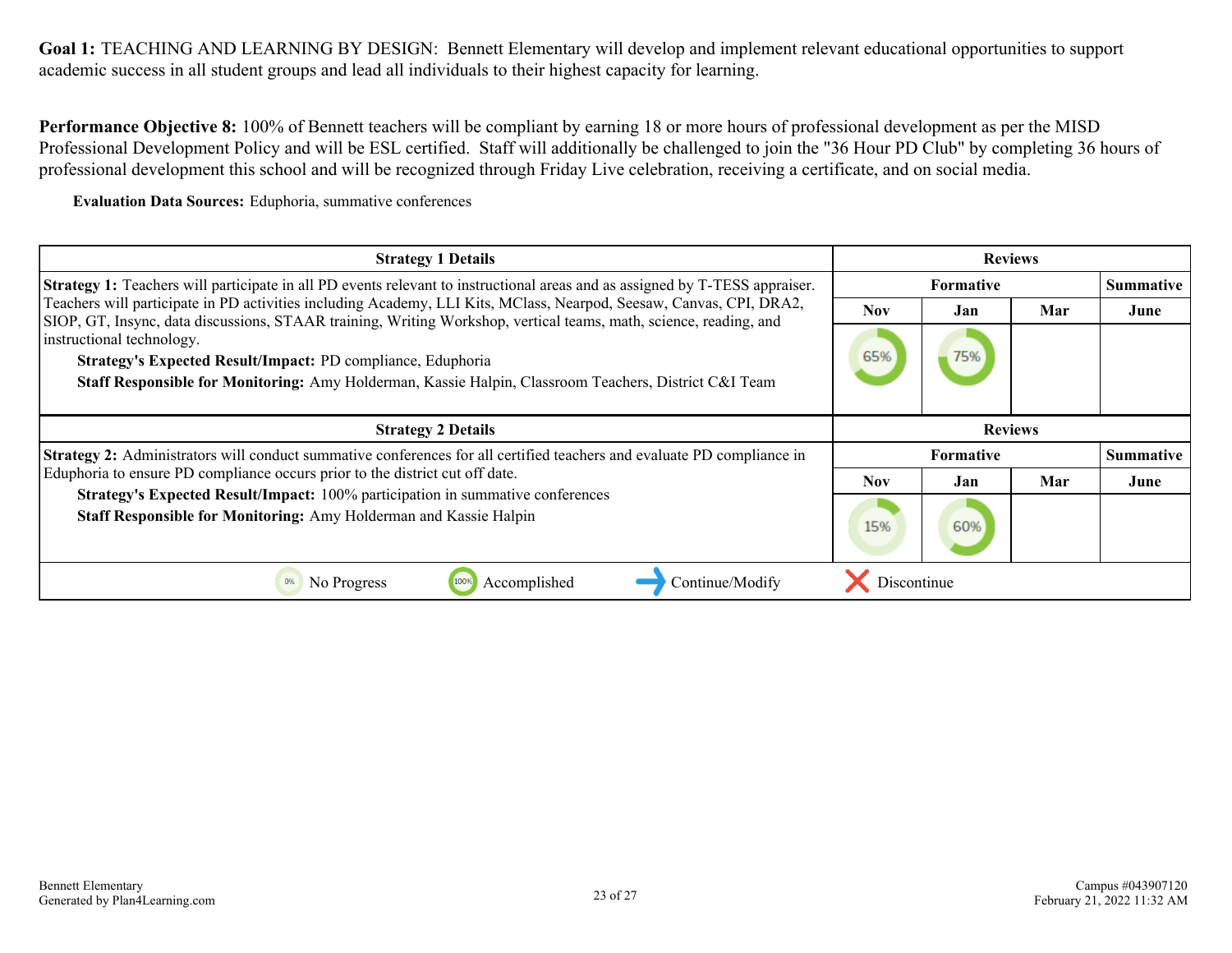**Goal 1:** TEACHING AND LEARNING BY DESIGN: Bennett Elementary will develop and implement relevant educational opportunities to support academic success in all student groups and lead all individuals to their highest capacity for learning.

**Performance Objective 8:** 100% of Bennett teachers will be compliant by earning 18 or more hours of professional development as per the MISD Professional Development Policy and will be ESL certified. Staff will additionally be challenged to join the "36 Hour PD Club" by completing 36 hours of professional development this school and will be recognized through Friday Live celebration, receiving a certificate, and on social media.

**Evaluation Data Sources:** Eduphoria, summative conferences

| Strategy 1 Details | Reviews | | | |
|---|---|---|---|---|
| | Formative | | | Summative |
| | Nov | Jan | Mar | June |
| **Strategy 1:** Teachers will participate in all PD events relevant to instructional areas and as assigned by T-TESS appraiser. Teachers will participate in PD activities including Academy, LLI Kits, MClass, Nearpod, Seesaw, Canvas, CPI, DRA2, SIOP, GT, Insync, data discussions, STAAR training, Writing Workshop, vertical teams, math, science, reading, and instructional technology.<br>**Strategy's Expected Result/Impact:** PD compliance, Eduphoria<br>**Staff Responsible for Monitoring:** Amy Holderman, Kassie Halpin, Classroom Teachers, District C&I Team | 65% | 75% | | |

| Strategy 2 Details | Reviews | | | |
|---|---|---|---|---|
| | Formative | | | Summative |
| | Nov | Jan | Mar | June |
| **Strategy 2:** Administrators will conduct summative conferences for all certified teachers and evaluate PD compliance in Eduphoria to ensure PD compliance occurs prior to the district cut off date.<br>**Strategy's Expected Result/Impact:** 100% participation in summative conferences<br>**Staff Responsible for Monitoring:** Amy Holderman and Kassie Halpin | 15% | 60% | | |

0% No Progress | 100% Accomplished | → Continue/Modify | X Discontinue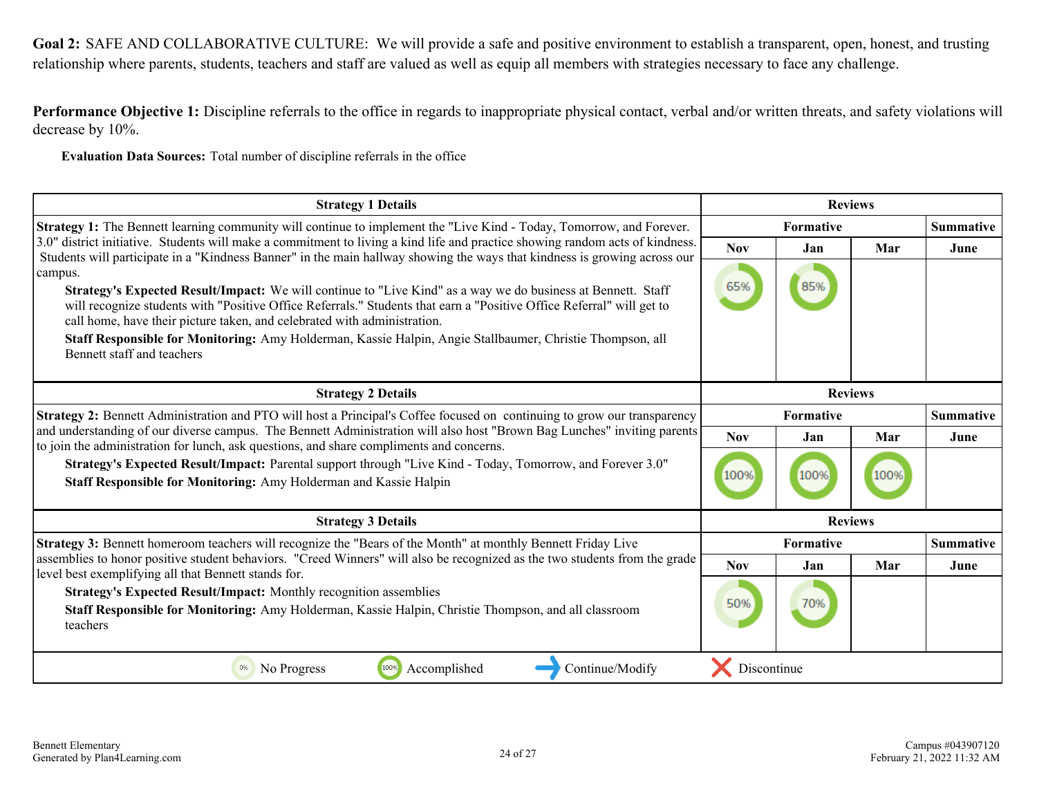**Goal 2:** SAFE AND COLLABORATIVE CULTURE: We will provide a safe and positive environment to establish a transparent, open, honest, and trusting relationship where parents, students, teachers and staff are valued as well as equip all members with strategies necessary to face any challenge.

**Performance Objective 1:** Discipline referrals to the office in regards to inappropriate physical contact, verbal and/or written threats, and safety violations will decrease by 10%.

**Evaluation Data Sources:** Total number of discipline referrals in the office

| Strategy 1 Details | Reviews | | | |
|---|---|---|---|---|
| | Formative | | | Summative |
| | Nov | Jan | Mar | June |
| **Strategy 1:** The Bennett learning community will continue to implement the "Live Kind - Today, Tomorrow, and Forever. 3.0" district initiative. Students will make a commitment to living a kind life and practice showing random acts of kindness. Students will participate in a "Kindness Banner" in the main hallway showing the ways that kindness is growing across our campus.<br>**Strategy's Expected Result/Impact:** We will continue to "Live Kind" as a way we do business at Bennett. Staff will recognize students with "Positive Office Referrals." Students that earn a "Positive Office Referral" will get to call home, have their picture taken, and celebrated with administration.<br>**Staff Responsible for Monitoring:** Amy Holderman, Kassie Halpin, Angie Stallbaumer, Christie Thompson, all Bennett staff and teachers | 65% | 85% | | |

| Strategy 2 Details | Reviews | | | |
|---|---|---|---|---|
| | Formative | | | Summative |
| | Nov | Jan | Mar | June |
| **Strategy 2:** Bennett Administration and PTO will host a Principal's Coffee focused on continuing to grow our transparency and understanding of our diverse campus. The Bennett Administration will also host "Brown Bag Lunches" inviting parents to join the administration for lunch, ask questions, and share compliments and concerns.<br>**Strategy's Expected Result/Impact:** Parental support through "Live Kind - Today, Tomorrow, and Forever 3.0"<br>**Staff Responsible for Monitoring:** Amy Holderman and Kassie Halpin | 100% | 100% | 100% | |

| Strategy 3 Details | Reviews | | | |
|---|---|---|---|---|
| | Formative | | | Summative |
| | Nov | Jan | Mar | June |
| **Strategy 3:** Bennett homeroom teachers will recognize the "Bears of the Month" at monthly Bennett Friday Live assemblies to honor positive student behaviors. "Creed Winners" will also be recognized as the two students from the grade level best exemplifying all that Bennett stands for.<br>**Strategy's Expected Result/Impact:** Monthly recognition assemblies<br>**Staff Responsible for Monitoring:** Amy Holderman, Kassie Halpin, Christie Thompson, and all classroom teachers | 50% | 70% | | |

0% No Progress | 100% Accomplished | → Continue/Modify | ✕ Discontinue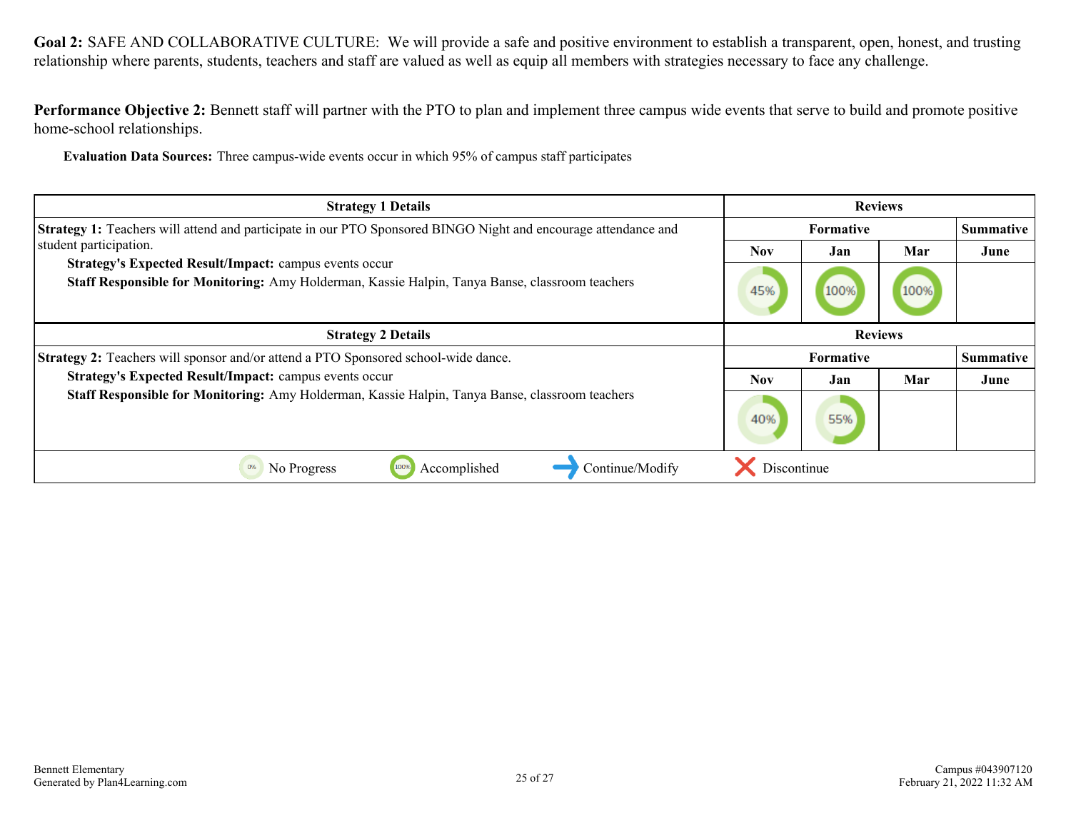**Goal 2:** SAFE AND COLLABORATIVE CULTURE: We will provide a safe and positive environment to establish a transparent, open, honest, and trusting relationship where parents, students, teachers and staff are valued as well as equip all members with strategies necessary to face any challenge.

**Performance Objective 2:** Bennett staff will partner with the PTO to plan and implement three campus wide events that serve to build and promote positive home-school relationships.

**Evaluation Data Sources:** Three campus-wide events occur in which 95% of campus staff participates

| Strategy 1 Details | Reviews | | | |
|---|---|---|---|---|
| | Formative | | | Summative |
| | Nov | Jan | Mar | June |
| **Strategy 1:** Teachers will attend and participate in our PTO Sponsored BINGO Night and encourage attendance and student participation.<br>**Strategy's Expected Result/Impact:** campus events occur<br>**Staff Responsible for Monitoring:** Amy Holderman, Kassie Halpin, Tanya Banse, classroom teachers | 45% | 100% | 100% | |

| Strategy 2 Details | Reviews | | | |
|---|---|---|---|---|
| | Formative | | | Summative |
| | Nov | Jan | Mar | June |
| **Strategy 2:** Teachers will sponsor and/or attend a PTO Sponsored school-wide dance.<br>**Strategy's Expected Result/Impact:** campus events occur<br>**Staff Responsible for Monitoring:** Amy Holderman, Kassie Halpin, Tanya Banse, classroom teachers | 40% | 55% | | |

0% No Progress | 100% Accomplished | → Continue/Modify | ✗ Discontinue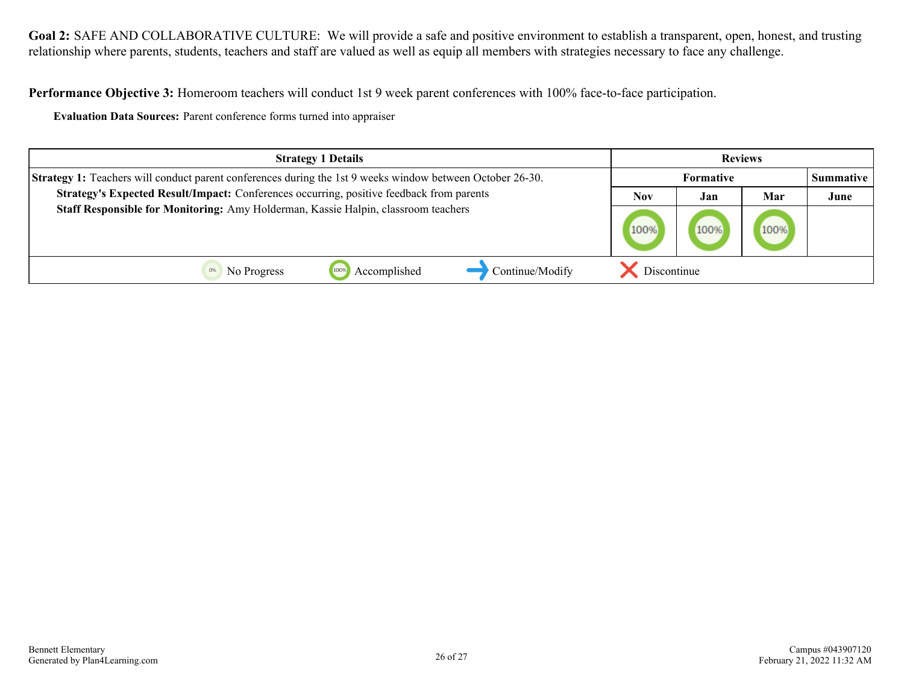**Goal 2:** SAFE AND COLLABORATIVE CULTURE: We will provide a safe and positive environment to establish a transparent, open, honest, and trusting relationship where parents, students, teachers and staff are valued as well as equip all members with strategies necessary to face any challenge.

**Performance Objective 3:** Homeroom teachers will conduct 1st 9 week parent conferences with 100% face-to-face participation.

**Evaluation Data Sources:** Parent conference forms turned into appraiser

| Strategy 1 Details | Reviews | | | |
|---|---|---|---|---|
| | Formative | | | Summative |
| | Nov | Jan | Mar | June |
| **Strategy 1:** Teachers will conduct parent conferences during the 1st 9 weeks window between October 26-30.<br>**Strategy's Expected Result/Impact:** Conferences occurring, positive feedback from parents<br>**Staff Responsible for Monitoring:** Amy Holderman, Kassie Halpin, classroom teachers | 100% | 100% | 100% | |

0% No Progress | 100% Accomplished | Continue/Modify | Discontinue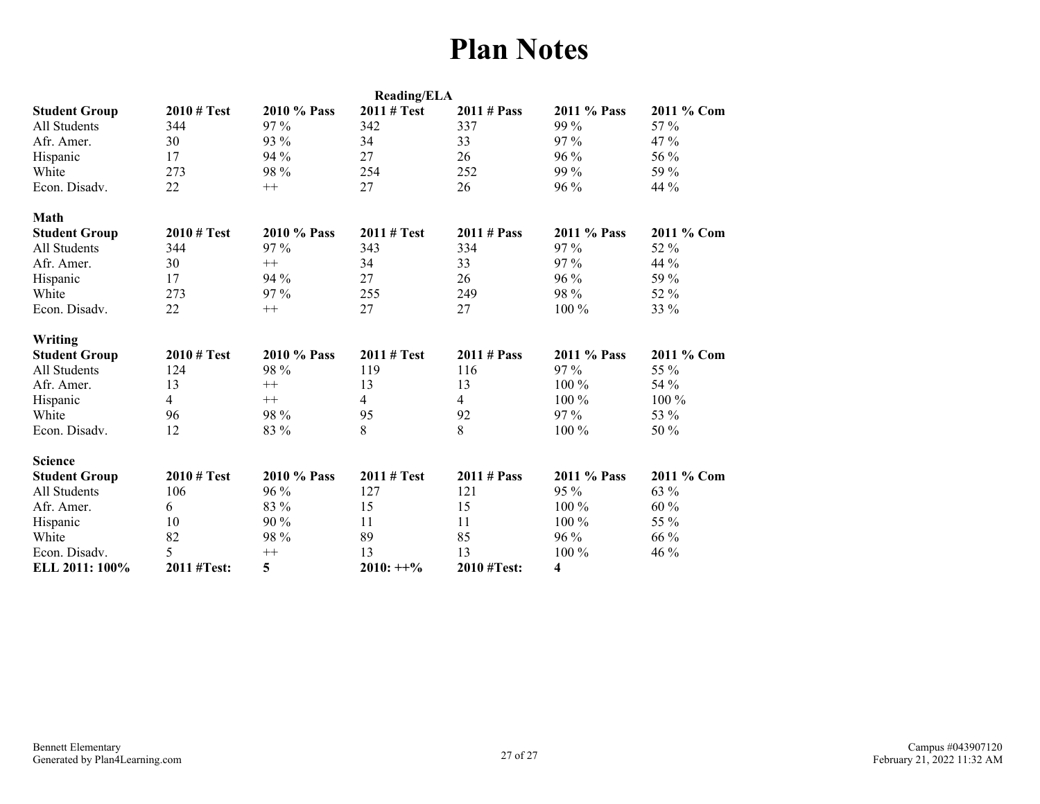# Plan Notes

**Reading/ELA**

| Student Group | 2010 # Test | 2010 % Pass | 2011 # Test | 2011 # Pass | 2011 % Pass | 2011 % Com |
|---|---|---|---|---|---|---|
| All Students | 344 | 97 % | 342 | 337 | 99 % | 57 % |
| Afr. Amer. | 30 | 93 % | 34 | 33 | 97 % | 47 % |
| Hispanic | 17 | 94 % | 27 | 26 | 96 % | 56 % |
| White | 273 | 98 % | 254 | 252 | 99 % | 59 % |
| Econ. Disadv. | 22 | ++ | 27 | 26 | 96 % | 44 % |

**Math**

| Student Group | 2010 # Test | 2010 % Pass | 2011 # Test | 2011 # Pass | 2011 % Pass | 2011 % Com |
|---|---|---|---|---|---|---|
| All Students | 344 | 97 % | 343 | 334 | 97 % | 52 % |
| Afr. Amer. | 30 | ++ | 34 | 33 | 97 % | 44 % |
| Hispanic | 17 | 94 % | 27 | 26 | 96 % | 59 % |
| White | 273 | 97 % | 255 | 249 | 98 % | 52 % |
| Econ. Disadv. | 22 | ++ | 27 | 27 | 100 % | 33 % |

**Writing**

| Student Group | 2010 # Test | 2010 % Pass | 2011 # Test | 2011 # Pass | 2011 % Pass | 2011 % Com |
|---|---|---|---|---|---|---|
| All Students | 124 | 98 % | 119 | 116 | 97 % | 55 % |
| Afr. Amer. | 13 | ++ | 13 | 13 | 100 % | 54 % |
| Hispanic | 4 | ++ | 4 | 4 | 100 % | 100 % |
| White | 96 | 98 % | 95 | 92 | 97 % | 53 % |
| Econ. Disadv. | 12 | 83 % | 8 | 8 | 100 % | 50 % |

**Science**

| Student Group | 2010 # Test | 2010 % Pass | 2011 # Test | 2011 # Pass | 2011 % Pass | 2011 % Com |
|---|---|---|---|---|---|---|
| All Students | 106 | 96 % | 127 | 121 | 95 % | 63 % |
| Afr. Amer. | 6 | 83 % | 15 | 15 | 100 % | 60 % |
| Hispanic | 10 | 90 % | 11 | 11 | 100 % | 55 % |
| White | 82 | 98 % | 89 | 85 | 96 % | 66 % |
| Econ. Disadv. | 5 | ++ | 13 | 13 | 100 % | 46 % |
| **ELL 2011: 100%** | **2011 #Test:** | **5** | **2010: ++%** | **2010 #Test:** | **4** | |